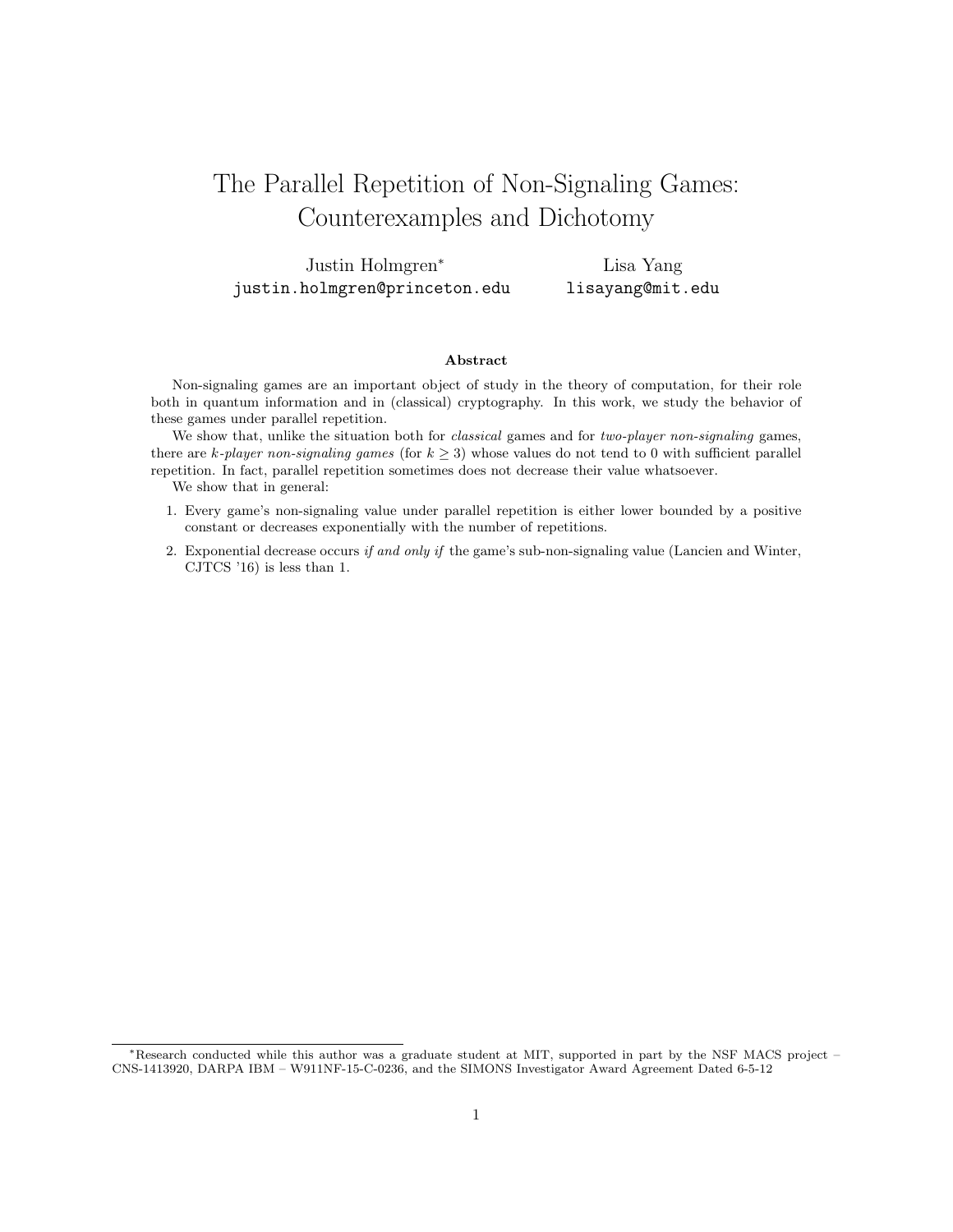# The Parallel Repetition of Non-Signaling Games: Counterexamples and Dichotomy

Justin Holmgren[*]
justin.holmgren@princeton.edu

Lisa Yang
lisayang@mit.edu

### Abstract

Non-signaling games are an important object of study in the theory of computation, for their role both in quantum information and in (classical) cryptography. In this work, we study the behavior of these games under parallel repetition.

We show that, unlike the situation both for *classical* games and for *two-player non-signaling* games, there are *k-player non-signaling games* (for $k \geq 3$) whose values do not tend to 0 with sufficient parallel repetition. In fact, parallel repetition sometimes does not decrease their value whatsoever.

We show that in general:

1. Every game's non-signaling value under parallel repetition is either lower bounded by a positive constant or decreases exponentially with the number of repetitions.
2. Exponential decrease occurs *if and only if* the game's sub-non-signaling value (Lancien and Winter, CJTCS '16) is less than 1.

[*] Research conducted while this author was a graduate student at MIT, supported in part by the NSF MACS project – CNS-1413920, DARPA IBM – W911NF-15-C-0236, and the SIMONS Investigator Award Agreement Dated 6-5-12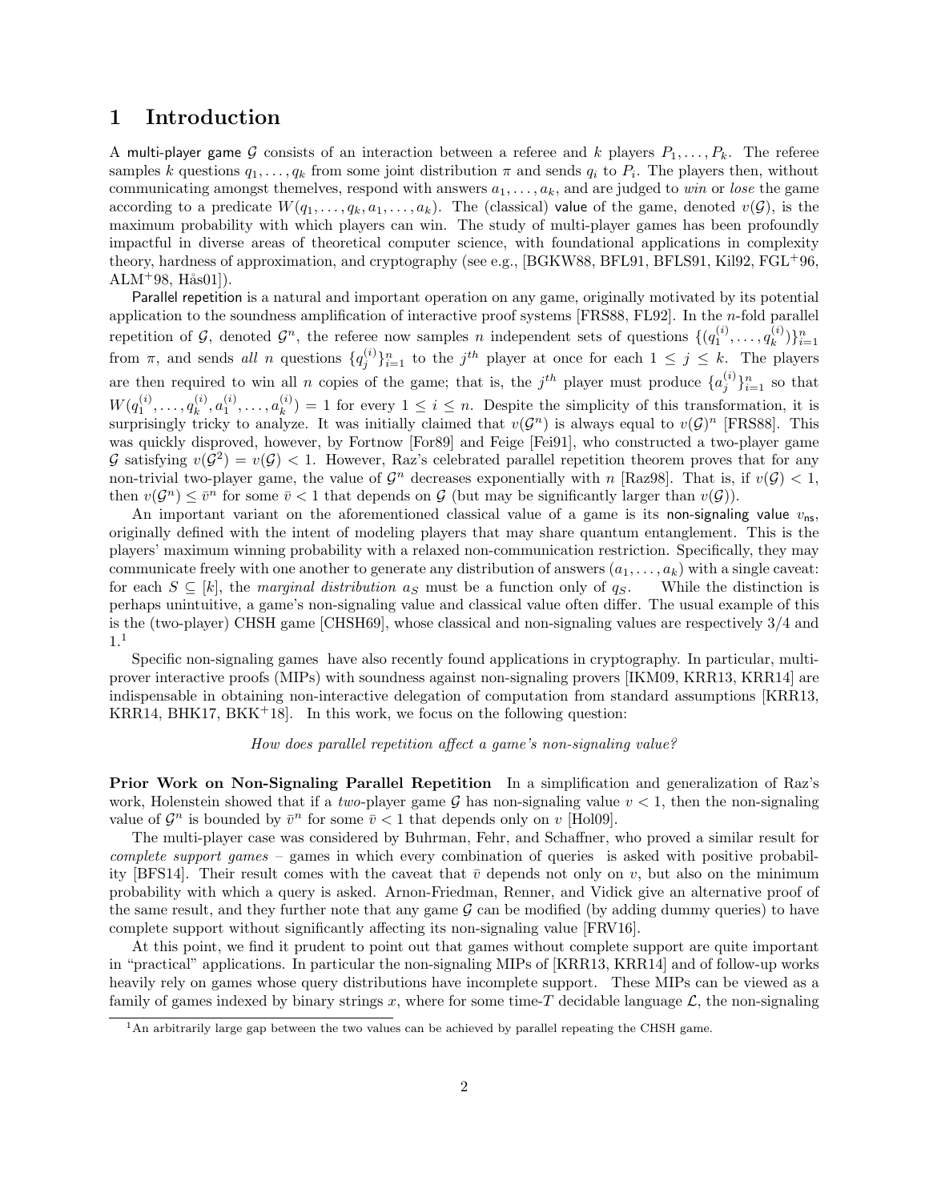# 1 Introduction

A multi-player game $\mathcal{G}$ consists of an interaction between a referee and $k$ players $P_1, \ldots, P_k$. The referee samples $k$ questions $q_1, \ldots, q_k$ from some joint distribution $\pi$ and sends $q_i$ to $P_i$. The players then, without communicating amongst themelves, respond with answers $a_1, \ldots, a_k$, and are judged to *win* or *lose* the game according to a predicate $W(q_1, \ldots, q_k, a_1, \ldots, a_k)$. The (classical) value of the game, denoted $v(\mathcal{G})$, is the maximum probability with which players can win. The study of multi-player games has been profoundly impactful in diverse areas of theoretical computer science, with foundational applications in complexity theory, hardness of approximation, and cryptography (see e.g., [BGKW88, BFL91, BFLS91, Kil92, FGL+96, ALM+98, Hås01]).

Parallel repetition is a natural and important operation on any game, originally motivated by its potential application to the soundness amplification of interactive proof systems [FRS88, FL92]. In the $n$-fold parallel repetition of $\mathcal{G}$, denoted $\mathcal{G}^n$, the referee now samples $n$ independent sets of questions $\{(q_1^{(i)}, \ldots, q_k^{(i)})\}_{i=1}^n$ from $\pi$, and sends *all* $n$ questions $\{q_j^{(i)}\}_{i=1}^n$ to the $j^{th}$ player at once for each $1 \leq j \leq k$. The players are then required to win all $n$ copies of the game; that is, the $j^{th}$ player must produce $\{a_j^{(i)}\}_{i=1}^n$ so that $W(q_1^{(i)}, \ldots, q_k^{(i)}, a_1^{(i)}, \ldots, a_k^{(i)}) = 1$ for every $1 \leq i \leq n$. Despite the simplicity of this transformation, it is surprisingly tricky to analyze. It was initially claimed that $v(\mathcal{G}^n)$ is always equal to $v(\mathcal{G})^n$ [FRS88]. This was quickly disproved, however, by Fortnow [For89] and Feige [Fei91], who constructed a two-player game $\mathcal{G}$ satisfying $v(\mathcal{G}^2) = v(\mathcal{G}) < 1$. However, Raz's celebrated parallel repetition theorem proves that for any non-trivial two-player game, the value of $\mathcal{G}^n$ decreases exponentially with $n$ [Raz98]. That is, if $v(\mathcal{G}) < 1$, then $v(\mathcal{G}^n) \leq \bar{v}^n$ for some $\bar{v} < 1$ that depends on $\mathcal{G}$ (but may be significantly larger than $v(\mathcal{G})$).

An important variant on the aforementioned classical value of a game is its non-signaling value $v_{\mathsf{ns}}$, originally defined with the intent of modeling players that may share quantum entanglement. This is the players' maximum winning probability with a relaxed non-communication restriction. Specifically, they may communicate freely with one another to generate any distribution of answers $(a_1, \ldots, a_k)$ with a single caveat: for each $S \subseteq [k]$, the *marginal distribution* $a_S$ must be a function only of $q_S$. While the distinction is perhaps unintuitive, a game's non-signaling value and classical value often differ. The usual example of this is the (two-player) CHSH game [CHSH69], whose classical and non-signaling values are respectively 3/4 and 1.[1]

Specific non-signaling games have also recently found applications in cryptography. In particular, multi-prover interactive proofs (MIPs) with soundness against non-signaling provers [IKM09, KRR13, KRR14] are indispensable in obtaining non-interactive delegation of computation from standard assumptions [KRR13, KRR14, BHK17, BKK+18]. In this work, we focus on the following question:

*How does parallel repetition affect a game's non-signaling value?*

**Prior Work on Non-Signaling Parallel Repetition** In a simplification and generalization of Raz's work, Holenstein showed that if a *two*-player game $\mathcal{G}$ has non-signaling value $v < 1$, then the non-signaling value of $\mathcal{G}^n$ is bounded by $\bar{v}^n$ for some $\bar{v} < 1$ that depends only on $v$ [Hol09].

The multi-player case was considered by Buhrman, Fehr, and Schaffner, who proved a similar result for *complete support games* – games in which every combination of queries is asked with positive probability [BFS14]. Their result comes with the caveat that $\bar{v}$ depends not only on $v$, but also on the minimum probability with which a query is asked. Arnon-Friedman, Renner, and Vidick give an alternative proof of the same result, and they further note that any game $\mathcal{G}$ can be modified (by adding dummy queries) to have complete support without significantly affecting its non-signaling value [FRV16].

At this point, we find it prudent to point out that games without complete support are quite important in "practical" applications. In particular the non-signaling MIPs of [KRR13, KRR14] and of follow-up works heavily rely on games whose query distributions have incomplete support. These MIPs can be viewed as a family of games indexed by binary strings $x$, where for some time-$T$ decidable language $\mathcal{L}$, the non-signaling

[1] An arbitrarily large gap between the two values can be achieved by parallel repeating the CHSH game.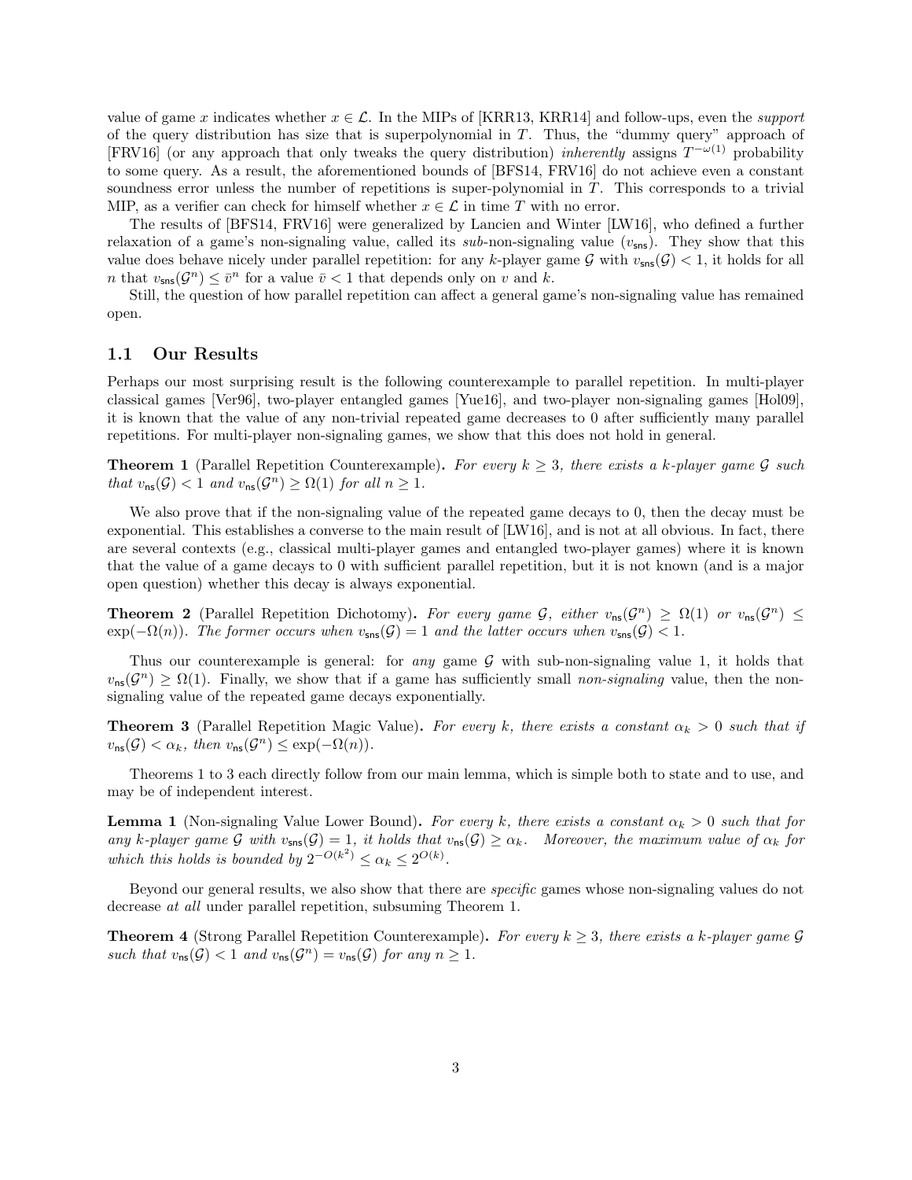value of game $x$ indicates whether $x \in \mathcal{L}$. In the MIPs of [KRR13, KRR14] and follow-ups, even the *support* of the query distribution has size that is superpolynomial in $T$. Thus, the "dummy query" approach of [FRV16] (or any approach that only tweaks the query distribution) *inherently* assigns $T^{-\omega(1)}$ probability to some query. As a result, the aforementioned bounds of [BFS14, FRV16] do not achieve even a constant soundness error unless the number of repetitions is super-polynomial in $T$. This corresponds to a trivial MIP, as a verifier can check for himself whether $x \in \mathcal{L}$ in time $T$ with no error.

The results of [BFS14, FRV16] were generalized by Lancien and Winter [LW16], who defined a further relaxation of a game's non-signaling value, called its *sub*-non-signaling value ($v_{\mathsf{sns}}$). They show that this value does behave nicely under parallel repetition: for any $k$-player game $\mathcal{G}$ with $v_{\mathsf{sns}}(\mathcal{G}) < 1$, it holds for all $n$ that $v_{\mathsf{sns}}(\mathcal{G}^n) \leq \bar{v}^n$ for a value $\bar{v} < 1$ that depends only on $v$ and $k$.

Still, the question of how parallel repetition can affect a general game's non-signaling value has remained open.

## 1.1 Our Results

Perhaps our most surprising result is the following counterexample to parallel repetition. In multi-player classical games [Ver96], two-player entangled games [Yue16], and two-player non-signaling games [Hol09], it is known that the value of any non-trivial repeated game decreases to 0 after sufficiently many parallel repetitions. For multi-player non-signaling games, we show that this does not hold in general.

**Theorem 1** (Parallel Repetition Counterexample)**.** *For every $k \geq 3$, there exists a $k$-player game $\mathcal{G}$ such that $v_{\mathsf{ns}}(\mathcal{G}) < 1$ and $v_{\mathsf{ns}}(\mathcal{G}^n) \geq \Omega(1)$ for all $n \geq 1$.*

We also prove that if the non-signaling value of the repeated game decays to 0, then the decay must be exponential. This establishes a converse to the main result of [LW16], and is not at all obvious. In fact, there are several contexts (e.g., classical multi-player games and entangled two-player games) where it is known that the value of a game decays to 0 with sufficient parallel repetition, but it is not known (and is a major open question) whether this decay is always exponential.

**Theorem 2** (Parallel Repetition Dichotomy)**.** *For every game $\mathcal{G}$, either $v_{\mathsf{ns}}(\mathcal{G}^n) \geq \Omega(1)$ or $v_{\mathsf{ns}}(\mathcal{G}^n) \leq \exp(-\Omega(n))$. The former occurs when $v_{\mathsf{sns}}(\mathcal{G}) = 1$ and the latter occurs when $v_{\mathsf{sns}}(\mathcal{G}) < 1$.*

Thus our counterexample is general: for *any* game $\mathcal{G}$ with sub-non-signaling value 1, it holds that $v_{\mathsf{ns}}(\mathcal{G}^n) \geq \Omega(1)$. Finally, we show that if a game has sufficiently small *non-signaling* value, then the non-signaling value of the repeated game decays exponentially.

**Theorem 3** (Parallel Repetition Magic Value)**.** *For every $k$, there exists a constant $\alpha_k > 0$ such that if $v_{\mathsf{ns}}(\mathcal{G}) < \alpha_k$, then $v_{\mathsf{ns}}(\mathcal{G}^n) \leq \exp(-\Omega(n))$.*

Theorems 1 to 3 each directly follow from our main lemma, which is simple both to state and to use, and may be of independent interest.

**Lemma 1** (Non-signaling Value Lower Bound)**.** *For every $k$, there exists a constant $\alpha_k > 0$ such that for any $k$-player game $\mathcal{G}$ with $v_{\mathsf{sns}}(\mathcal{G}) = 1$, it holds that $v_{\mathsf{ns}}(\mathcal{G}) \geq \alpha_k$. Moreover, the maximum value of $\alpha_k$ for which this holds is bounded by $2^{-O(k^2)} \leq \alpha_k \leq 2^{O(k)}$.*

Beyond our general results, we also show that there are *specific* games whose non-signaling values do not decrease *at all* under parallel repetition, subsuming Theorem 1.

**Theorem 4** (Strong Parallel Repetition Counterexample)**.** *For every $k \geq 3$, there exists a $k$-player game $\mathcal{G}$ such that $v_{\mathsf{ns}}(\mathcal{G}) < 1$ and $v_{\mathsf{ns}}(\mathcal{G}^n) = v_{\mathsf{ns}}(\mathcal{G})$ for any $n \geq 1$.*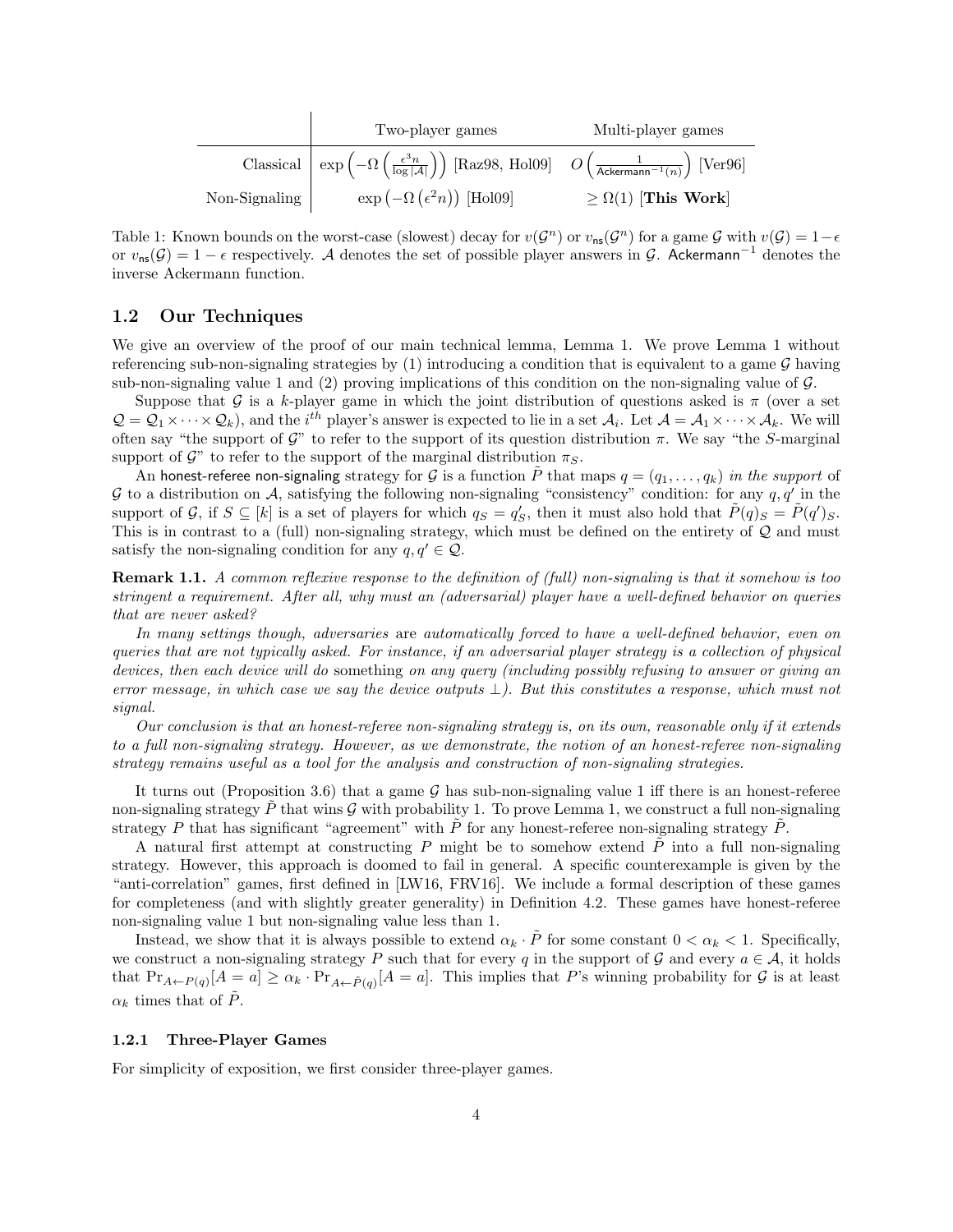| | Two-player games | Multi-player games |
|---|---|---|
| Classical | $\exp\left(-\Omega\left(\frac{\epsilon^3 n}{\log\|\mathcal{A}\|}\right)\right)$ [Raz98, Hol09] | $O\left(\frac{1}{\mathsf{Ackermann}^{-1}(n)}\right)$ [Ver96] |
| Non-Signaling | $\exp\left(-\Omega\left(\epsilon^2 n\right)\right)$ [Hol09] | $\geq \Omega(1)$ [**This Work**] |

Table 1: Known bounds on the worst-case (slowest) decay for $v(\mathcal{G}^n)$ or $v_{\mathsf{ns}}(\mathcal{G}^n)$ for a game $\mathcal{G}$ with $v(\mathcal{G}) = 1-\epsilon$ or $v_{\mathsf{ns}}(\mathcal{G}) = 1-\epsilon$ respectively. $\mathcal{A}$ denotes the set of possible player answers in $\mathcal{G}$. $\mathsf{Ackermann}^{-1}$ denotes the inverse Ackermann function.

## 1.2 Our Techniques

We give an overview of the proof of our main technical lemma, Lemma 1. We prove Lemma 1 without referencing sub-non-signaling strategies by (1) introducing a condition that is equivalent to a game $\mathcal{G}$ having sub-non-signaling value 1 and (2) proving implications of this condition on the non-signaling value of $\mathcal{G}$.

Suppose that $\mathcal{G}$ is a $k$-player game in which the joint distribution of questions asked is $\pi$ (over a set $\mathcal{Q} = \mathcal{Q}_1 \times \cdots \times \mathcal{Q}_k$), and the $i^{th}$ player's answer is expected to lie in a set $\mathcal{A}_i$. Let $\mathcal{A} = \mathcal{A}_1 \times \cdots \times \mathcal{A}_k$. We will often say "the support of $\mathcal{G}$" to refer to the support of its question distribution $\pi$. We say "the $S$-marginal support of $\mathcal{G}$" to refer to the support of the marginal distribution $\pi_S$.

An honest-referee non-signaling strategy for $\mathcal{G}$ is a function $\tilde{P}$ that maps $q = (q_1, \ldots, q_k)$ *in the support* of $\mathcal{G}$ to a distribution on $\mathcal{A}$, satisfying the following non-signaling "consistency" condition: for any $q, q'$ in the support of $\mathcal{G}$, if $S \subseteq [k]$ is a set of players for which $q_S = q'_S$, then it must also hold that $\tilde{P}(q)_S = \tilde{P}(q')_S$. This is in contrast to a (full) non-signaling strategy, which must be defined on the entirety of $\mathcal{Q}$ and must satisfy the non-signaling condition for any $q, q' \in \mathcal{Q}$.

**Remark 1.1.** *A common reflexive response to the definition of (full) non-signaling is that it somehow is too stringent a requirement. After all, why must an (adversarial) player have a well-defined behavior on queries that are never asked?*

*In many settings though, adversaries are automatically forced to have a well-defined behavior, even on queries that are not typically asked. For instance, if an adversarial player strategy is a collection of physical devices, then each device will do* something *on any query (including possibly refusing to answer or giving an error message, in which case we say the device outputs $\perp$). But this constitutes a response, which must not signal.*

*Our conclusion is that an honest-referee non-signaling strategy is, on its own, reasonable only if it extends to a full non-signaling strategy. However, as we demonstrate, the notion of an honest-referee non-signaling strategy remains useful as a tool for the analysis and construction of non-signaling strategies.*

It turns out (Proposition 3.6) that a game $\mathcal{G}$ has sub-non-signaling value 1 iff there is an honest-referee non-signaling strategy $\tilde{P}$ that wins $\mathcal{G}$ with probability 1. To prove Lemma 1, we construct a full non-signaling strategy $P$ that has significant "agreement" with $\tilde{P}$ for any honest-referee non-signaling strategy $\tilde{P}$.

A natural first attempt at constructing $P$ might be to somehow extend $\tilde{P}$ into a full non-signaling strategy. However, this approach is doomed to fail in general. A specific counterexample is given by the "anti-correlation" games, first defined in [LW16, FRV16]. We include a formal description of these games for completeness (and with slightly greater generality) in Definition 4.2. These games have honest-referee non-signaling value 1 but non-signaling value less than 1.

Instead, we show that it is always possible to extend $\alpha_k \cdot \tilde{P}$ for some constant $0 < \alpha_k < 1$. Specifically, we construct a non-signaling strategy $P$ such that for every $q$ in the support of $\mathcal{G}$ and every $a \in \mathcal{A}$, it holds that $\Pr_{A \leftarrow P(q)}[A = a] \geq \alpha_k \cdot \Pr_{A \leftarrow \tilde{P}(q)}[A = a]$. This implies that $P$'s winning probability for $\mathcal{G}$ is at least $\alpha_k$ times that of $\tilde{P}$.

### 1.2.1 Three-Player Games

For simplicity of exposition, we first consider three-player games.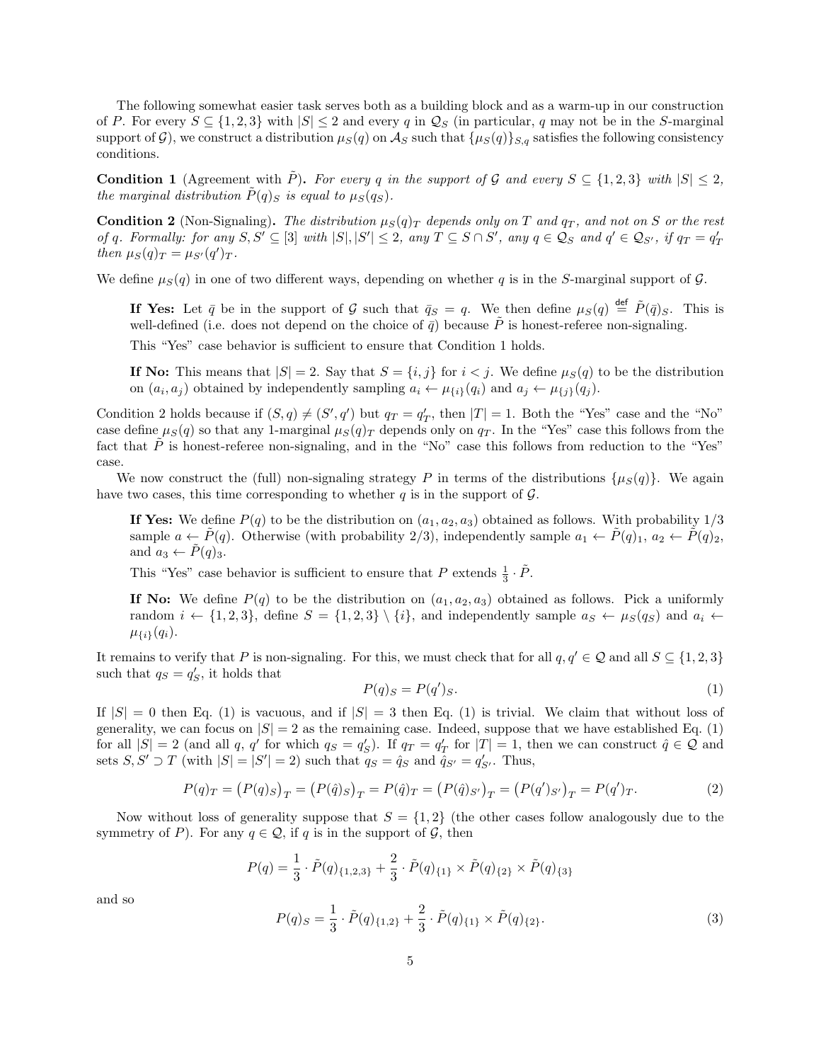The following somewhat easier task serves both as a building block and as a warm-up in our construction of $P$. For every $S \subseteq \{1,2,3\}$ with $|S| \leq 2$ and every $q$ in $\mathcal{Q}_S$ (in particular, $q$ may not be in the $S$-marginal support of $\mathcal{G}$), we construct a distribution $\mu_S(q)$ on $\mathcal{A}_S$ such that $\{\mu_S(q)\}_{S,q}$ satisfies the following consistency conditions.

**Condition 1** (Agreement with $\tilde{P}$). *For every $q$ in the support of $\mathcal{G}$ and every $S \subseteq \{1,2,3\}$ with $|S| \leq 2$, the marginal distribution $\tilde{P}(q)_S$ is equal to $\mu_S(q_S)$.*

**Condition 2** (Non-Signaling). *The distribution $\mu_S(q)_T$ depends only on $T$ and $q_T$, and not on $S$ or the rest of $q$. Formally: for any $S, S' \subseteq [3]$ with $|S|, |S'| \leq 2$, any $T \subseteq S \cap S'$, any $q \in \mathcal{Q}_S$ and $q' \in \mathcal{Q}_{S'}$, if $q_T = q'_T$ then $\mu_S(q)_T = \mu_{S'}(q')_T$.*

We define $\mu_S(q)$ in one of two different ways, depending on whether $q$ is in the $S$-marginal support of $\mathcal{G}$.

> **If Yes:** Let $\bar{q}$ be in the support of $\mathcal{G}$ such that $\bar{q}_S = q$. We then define $\mu_S(q) \stackrel{\mathsf{def}}{=} \tilde{P}(\bar{q})_S$. This is well-defined (i.e. does not depend on the choice of $\bar{q}$) because $\tilde{P}$ is honest-referee non-signaling.
>
> This "Yes" case behavior is sufficient to ensure that Condition 1 holds.
>
> **If No:** This means that $|S| = 2$. Say that $S = \{i, j\}$ for $i < j$. We define $\mu_S(q)$ to be the distribution on $(a_i, a_j)$ obtained by independently sampling $a_i \leftarrow \mu_{\{i\}}(q_i)$ and $a_j \leftarrow \mu_{\{j\}}(q_j)$.

Condition 2 holds because if $(S, q) \neq (S', q')$ but $q_T = q'_T$, then $|T| = 1$. Both the "Yes" case and the "No" case define $\mu_S(q)$ so that any 1-marginal $\mu_S(q)_T$ depends only on $q_T$. In the "Yes" case this follows from the fact that $\tilde{P}$ is honest-referee non-signaling, and in the "No" case this follows from reduction to the "Yes" case.

We now construct the (full) non-signaling strategy $P$ in terms of the distributions $\{\mu_S(q)\}$. We again have two cases, this time corresponding to whether $q$ is in the support of $\mathcal{G}$.

> **If Yes:** We define $P(q)$ to be the distribution on $(a_1, a_2, a_3)$ obtained as follows. With probability $1/3$ sample $a \leftarrow \tilde{P}(q)$. Otherwise (with probability $2/3$), independently sample $a_1 \leftarrow \tilde{P}(q)_1$, $a_2 \leftarrow \tilde{P}(q)_2$, and $a_3 \leftarrow \tilde{P}(q)_3$.
>
> This "Yes" case behavior is sufficient to ensure that $P$ extends $\frac{1}{3} \cdot \tilde{P}$.
>
> **If No:** We define $P(q)$ to be the distribution on $(a_1, a_2, a_3)$ obtained as follows. Pick a uniformly random $i \leftarrow \{1,2,3\}$, define $S = \{1,2,3\} \setminus \{i\}$, and independently sample $a_S \leftarrow \mu_S(q_S)$ and $a_i \leftarrow \mu_{\{i\}}(q_i)$.

It remains to verify that $P$ is non-signaling. For this, we must check that for all $q, q' \in \mathcal{Q}$ and all $S \subseteq \{1,2,3\}$ such that $q_S = q'_S$, it holds that

$$P(q)_S = P(q')_S. \tag{1}$$

If $|S| = 0$ then Eq. (1) is vacuous, and if $|S| = 3$ then Eq. (1) is trivial. We claim that without loss of generality, we can focus on $|S| = 2$ as the remaining case. Indeed, suppose that we have established Eq. (1) for all $|S| = 2$ (and all $q$, $q'$ for which $q_S = q'_S$). If $q_T = q'_T$ for $|T| = 1$, then we can construct $\hat{q} \in \mathcal{Q}$ and sets $S, S' \supset T$ (with $|S| = |S'| = 2$) such that $q_S = \hat{q}_S$ and $\hat{q}_{S'} = q'_{S'}$. Thus,

$$P(q)_T = \big(P(q)_S\big)_T = \big(P(\hat{q})_S\big)_T = P(\hat{q})_T = \big(P(\hat{q})_{S'}\big)_T = \big(P(q')_{S'}\big)_T = P(q')_T. \tag{2}$$

Now without loss of generality suppose that $S = \{1,2\}$ (the other cases follow analogously due to the symmetry of $P$). For any $q \in \mathcal{Q}$, if $q$ is in the support of $\mathcal{G}$, then

$$P(q) = \frac{1}{3} \cdot \tilde{P}(q)_{\{1,2,3\}} + \frac{2}{3} \cdot \tilde{P}(q)_{\{1\}} \times \tilde{P}(q)_{\{2\}} \times \tilde{P}(q)_{\{3\}}$$

and so

$$P(q)_S = \frac{1}{3} \cdot \tilde{P}(q)_{\{1,2\}} + \frac{2}{3} \cdot \tilde{P}(q)_{\{1\}} \times \tilde{P}(q)_{\{2\}}. \tag{3}$$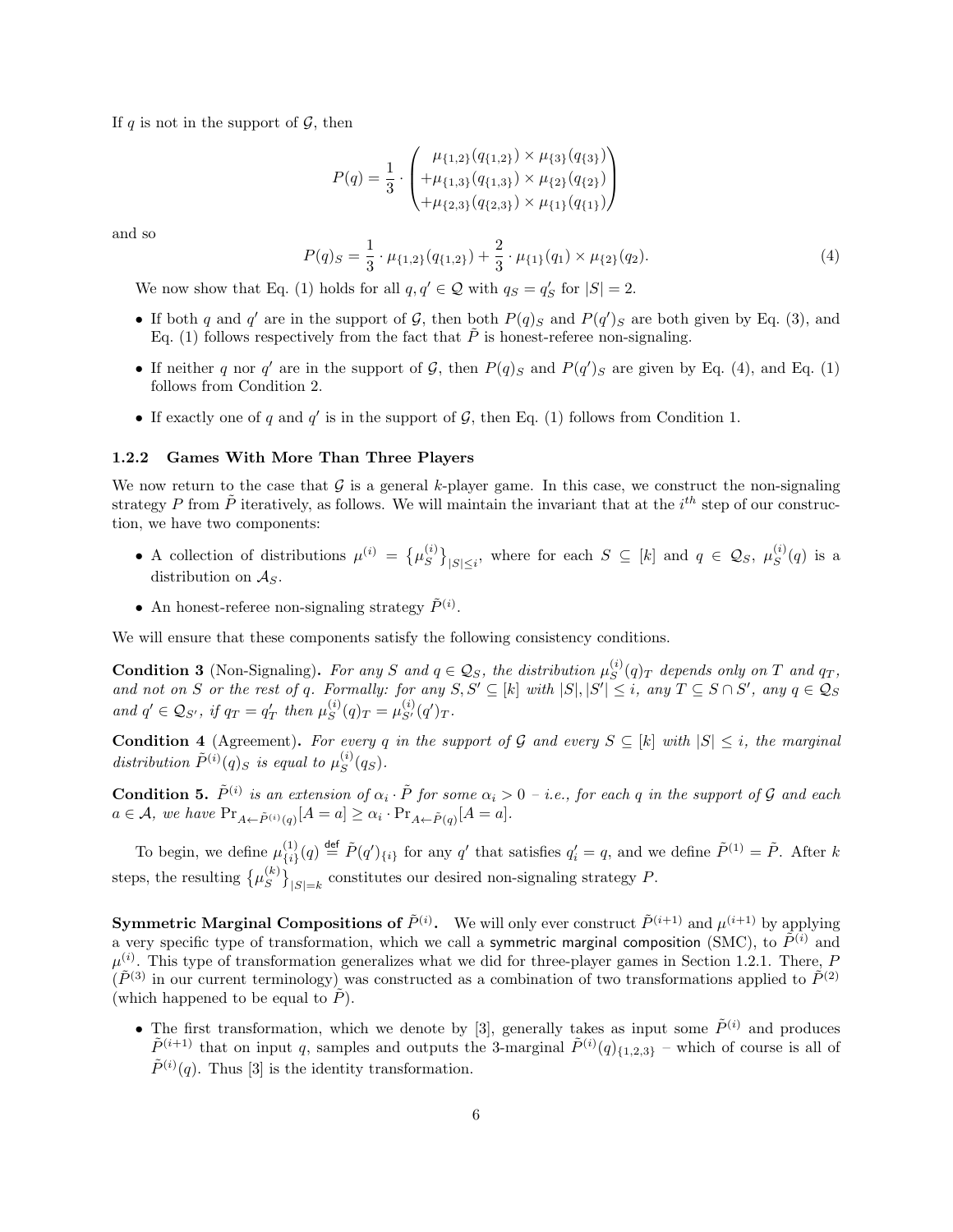If $q$ is not in the support of $\mathcal{G}$, then

$$P(q) = \frac{1}{3} \cdot \begin{pmatrix} \mu_{\{1,2\}}(q_{\{1,2\}}) \times \mu_{\{3\}}(q_{\{3\}}) \\ +\mu_{\{1,3\}}(q_{\{1,3\}}) \times \mu_{\{2\}}(q_{\{2\}}) \\ +\mu_{\{2,3\}}(q_{\{2,3\}}) \times \mu_{\{1\}}(q_{\{1\}}) \end{pmatrix}$$

and so

$$P(q)_S = \frac{1}{3} \cdot \mu_{\{1,2\}}(q_{\{1,2\}}) + \frac{2}{3} \cdot \mu_{\{1\}}(q_1) \times \mu_{\{2\}}(q_2). \tag{4}$$

We now show that Eq. (1) holds for all $q, q' \in \mathcal{Q}$ with $q_S = q'_S$ for $|S| = 2$.

- If both $q$ and $q'$ are in the support of $\mathcal{G}$, then both $P(q)_S$ and $P(q')_S$ are both given by Eq. (3), and Eq. (1) follows respectively from the fact that $\tilde{P}$ is honest-referee non-signaling.
- If neither $q$ nor $q'$ are in the support of $\mathcal{G}$, then $P(q)_S$ and $P(q')_S$ are given by Eq. (4), and Eq. (1) follows from Condition 2.
- If exactly one of $q$ and $q'$ is in the support of $\mathcal{G}$, then Eq. (1) follows from Condition 1.

### 1.2.2 Games With More Than Three Players

We now return to the case that $\mathcal{G}$ is a general $k$-player game. In this case, we construct the non-signaling strategy $P$ from $\tilde{P}$ iteratively, as follows. We will maintain the invariant that at the $i^{th}$ step of our construction, we have two components:

- A collection of distributions $\mu^{(i)} = \{\mu_S^{(i)}\}_{|S| \leq i}$, where for each $S \subseteq [k]$ and $q \in \mathcal{Q}_S$, $\mu_S^{(i)}(q)$ is a distribution on $\mathcal{A}_S$.
- An honest-referee non-signaling strategy $\tilde{P}^{(i)}$.

We will ensure that these components satisfy the following consistency conditions.

**Condition 3** (Non-Signaling)**.** *For any $S$ and $q \in \mathcal{Q}_S$, the distribution $\mu_S^{(i)}(q)_T$ depends only on $T$ and $q_T$, and not on $S$ or the rest of $q$. Formally: for any $S, S' \subseteq [k]$ with $|S|, |S'| \leq i$, any $T \subseteq S \cap S'$, any $q \in \mathcal{Q}_S$ and $q' \in \mathcal{Q}_{S'}$, if $q_T = q'_T$ then $\mu_S^{(i)}(q)_T = \mu_{S'}^{(i)}(q')_T$.*

**Condition 4** (Agreement)**.** *For every $q$ in the support of $\mathcal{G}$ and every $S \subseteq [k]$ with $|S| \leq i$, the marginal distribution $\tilde{P}^{(i)}(q)_S$ is equal to $\mu_S^{(i)}(q_S)$.*

**Condition 5.** *$\tilde{P}^{(i)}$ is an extension of $\alpha_i \cdot \tilde{P}$ for some $\alpha_i > 0$ – i.e., for each $q$ in the support of $\mathcal{G}$ and each $a \in \mathcal{A}$, we have $\Pr_{A \leftarrow \tilde{P}^{(i)}(q)}[A = a] \geq \alpha_i \cdot \Pr_{A \leftarrow \tilde{P}(q)}[A = a]$.*

To begin, we define $\mu_{\{i\}}^{(1)}(q) \stackrel{\text{def}}{=} \tilde{P}(q')_{\{i\}}$ for any $q'$ that satisfies $q'_i = q$, and we define $\tilde{P}^{(1)} = \tilde{P}$. After $k$ steps, the resulting $\{\mu_S^{(k)}\}_{|S|=k}$ constitutes our desired non-signaling strategy $P$.

**Symmetric Marginal Compositions of $\tilde{P}^{(i)}$.** We will only ever construct $\tilde{P}^{(i+1)}$ and $\mu^{(i+1)}$ by applying a very specific type of transformation, which we call a symmetric marginal composition (SMC), to $\tilde{P}^{(i)}$ and $\mu^{(i)}$. This type of transformation generalizes what we did for three-player games in Section 1.2.1. There, $P$ ($\tilde{P}^{(3)}$ in our current terminology) was constructed as a combination of two transformations applied to $\tilde{P}^{(2)}$ (which happened to be equal to $\tilde{P}$).

- The first transformation, which we denote by [3], generally takes as input some $\tilde{P}^{(i)}$ and produces $\tilde{P}^{(i+1)}$ that on input $q$, samples and outputs the 3-marginal $\tilde{P}^{(i)}(q)_{\{1,2,3\}}$ – which of course is all of $\tilde{P}^{(i)}(q)$. Thus [3] is the identity transformation.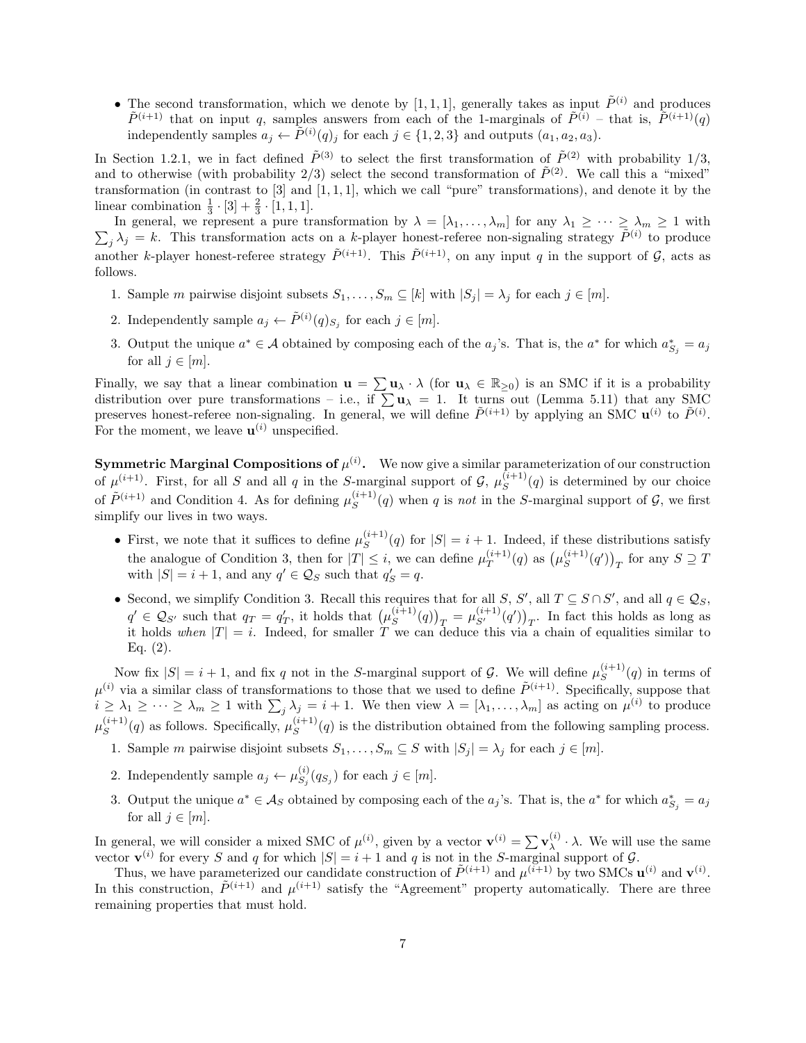- The second transformation, which we denote by $[1, 1, 1]$, generally takes as input $\tilde{P}^{(i)}$ and produces $\tilde{P}^{(i+1)}$ that on input $q$, samples answers from each of the 1-marginals of $\tilde{P}^{(i)}$ – that is, $\tilde{P}^{(i+1)}(q)$ independently samples $a_j \leftarrow \tilde{P}^{(i)}(q)_j$ for each $j \in \{1, 2, 3\}$ and outputs $(a_1, a_2, a_3)$.

In Section 1.2.1, we in fact defined $\tilde{P}^{(3)}$ to select the first transformation of $\tilde{P}^{(2)}$ with probability 1/3, and to otherwise (with probability 2/3) select the second transformation of $\tilde{P}^{(2)}$. We call this a "mixed" transformation (in contrast to [3] and [1, 1, 1], which we call "pure" transformations), and denote it by the linear combination $\frac{1}{3} \cdot [3] + \frac{2}{3} \cdot [1, 1, 1]$.

In general, we represent a pure transformation by $\lambda = [\lambda_1, \dots, \lambda_m]$ for any $\lambda_1 \geq \cdots \geq \lambda_m \geq 1$ with $\sum_j \lambda_j = k$. This transformation acts on a $k$-player honest-referee non-signaling strategy $\tilde{P}^{(i)}$ to produce another $k$-player honest-referee strategy $\tilde{P}^{(i+1)}$. This $\tilde{P}^{(i+1)}$, on any input $q$ in the support of $\mathcal{G}$, acts as follows.

1. Sample $m$ pairwise disjoint subsets $S_1, \dots, S_m \subseteq [k]$ with $|S_j| = \lambda_j$ for each $j \in [m]$.
2. Independently sample $a_j \leftarrow \tilde{P}^{(i)}(q)_{S_j}$ for each $j \in [m]$.
3. Output the unique $a^* \in \mathcal{A}$ obtained by composing each of the $a_j$'s. That is, the $a^*$ for which $a^*_{S_j} = a_j$ for all $j \in [m]$.

Finally, we say that a linear combination $\mathbf{u} = \sum \mathbf{u}_\lambda \cdot \lambda$ (for $\mathbf{u}_\lambda \in \mathbb{R}_{\geq 0}$) is an SMC if it is a probability distribution over pure transformations – i.e., if $\sum \mathbf{u}_\lambda = 1$. It turns out (Lemma 5.11) that any SMC preserves honest-referee non-signaling. In general, we will define $\tilde{P}^{(i+1)}$ by applying an SMC $\mathbf{u}^{(i)}$ to $\tilde{P}^{(i)}$. For the moment, we leave $\mathbf{u}^{(i)}$ unspecified.

**Symmetric Marginal Compositions of $\mu^{(i)}$.** We now give a similar parameterization of our construction of $\mu^{(i+1)}$. First, for all $S$ and all $q$ in the $S$-marginal support of $\mathcal{G}$, $\mu_S^{(i+1)}(q)$ is determined by our choice of $\tilde{P}^{(i+1)}$ and Condition 4. As for defining $\mu_S^{(i+1)}(q)$ when $q$ is *not* in the $S$-marginal support of $\mathcal{G}$, we first simplify our lives in two ways.

- First, we note that it suffices to define $\mu_S^{(i+1)}(q)$ for $|S| = i+1$. Indeed, if these distributions satisfy the analogue of Condition 3, then for $|T| \leq i$, we can define $\mu_T^{(i+1)}(q)$ as $\left(\mu_S^{(i+1)}(q')\right)_T$ for any $S \supseteq T$ with $|S| = i+1$, and any $q' \in \mathcal{Q}_S$ such that $q'_S = q$.
- Second, we simplify Condition 3. Recall this requires that for all $S$, $S'$, all $T \subseteq S \cap S'$, and all $q \in \mathcal{Q}_S$, $q' \in \mathcal{Q}_{S'}$ such that $q_T = q'_T$, it holds that $\left(\mu_S^{(i+1)}(q)\right)_T = \mu_{S'}^{(i+1)}(q')\big)_T$. In fact this holds as long as it holds *when* $|T| = i$. Indeed, for smaller $T$ we can deduce this via a chain of equalities similar to Eq. (2).

Now fix $|S| = i+1$, and fix $q$ not in the $S$-marginal support of $\mathcal{G}$. We will define $\mu_S^{(i+1)}(q)$ in terms of $\mu^{(i)}$ via a similar class of transformations to those that we used to define $\tilde{P}^{(i+1)}$. Specifically, suppose that $i \geq \lambda_1 \geq \cdots \geq \lambda_m \geq 1$ with $\sum_j \lambda_j = i+1$. We then view $\lambda = [\lambda_1, \dots, \lambda_m]$ as acting on $\mu^{(i)}$ to produce $\mu_S^{(i+1)}(q)$ as follows. Specifically, $\mu_S^{(i+1)}(q)$ is the distribution obtained from the following sampling process.

1. Sample $m$ pairwise disjoint subsets $S_1, \dots, S_m \subseteq S$ with $|S_j| = \lambda_j$ for each $j \in [m]$.
2. Independently sample $a_j \leftarrow \mu_{S_j}^{(i)}(q_{S_j})$ for each $j \in [m]$.
3. Output the unique $a^* \in \mathcal{A}_S$ obtained by composing each of the $a_j$'s. That is, the $a^*$ for which $a^*_{S_j} = a_j$ for all $j \in [m]$.

In general, we will consider a mixed SMC of $\mu^{(i)}$, given by a vector $\mathbf{v}^{(i)} = \sum \mathbf{v}_\lambda^{(i)} \cdot \lambda$. We will use the same vector $\mathbf{v}^{(i)}$ for every $S$ and $q$ for which $|S| = i+1$ and $q$ is not in the $S$-marginal support of $\mathcal{G}$.

Thus, we have parameterized our candidate construction of $\tilde{P}^{(i+1)}$ and $\mu^{(i+1)}$ by two SMCs $\mathbf{u}^{(i)}$ and $\mathbf{v}^{(i)}$. In this construction, $\tilde{P}^{(i+1)}$ and $\mu^{(i+1)}$ satisfy the "Agreement" property automatically. There are three remaining properties that must hold.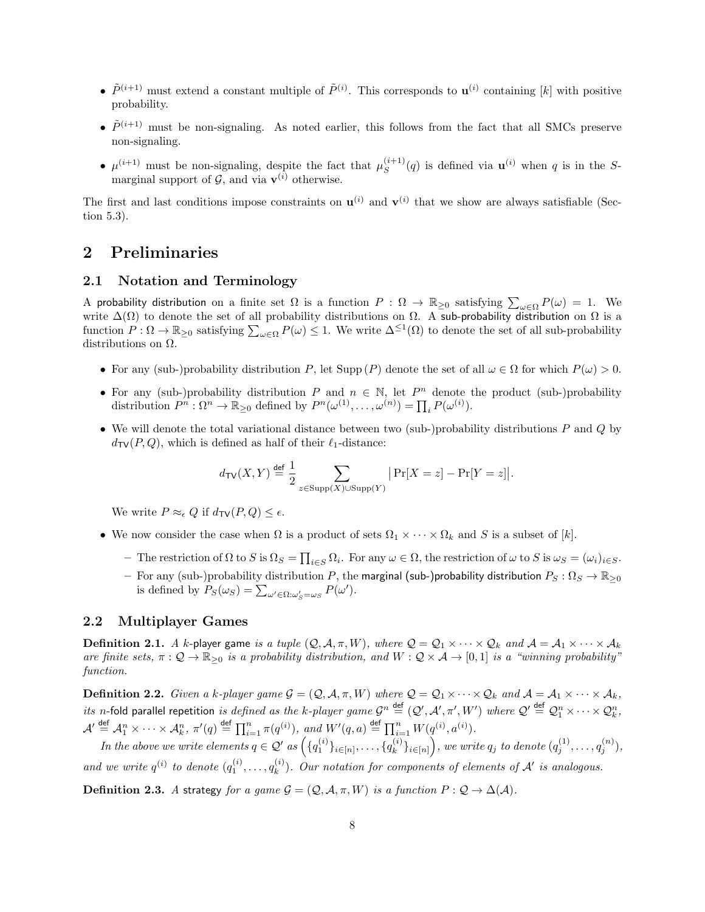- $\tilde{P}^{(i+1)}$ must extend a constant multiple of $\tilde{P}^{(i)}$. This corresponds to $\mathbf{u}^{(i)}$ containing $[k]$ with positive probability.
- $\tilde{P}^{(i+1)}$ must be non-signaling. As noted earlier, this follows from the fact that all SMCs preserve non-signaling.
- $\mu^{(i+1)}$ must be non-signaling, despite the fact that $\mu_S^{(i+1)}(q)$ is defined via $\mathbf{u}^{(i)}$ when $q$ is in the $S$-marginal support of $\mathcal{G}$, and via $\mathbf{v}^{(i)}$ otherwise.

The first and last conditions impose constraints on $\mathbf{u}^{(i)}$ and $\mathbf{v}^{(i)}$ that we show are always satisfiable (Section 5.3).

# 2 Preliminaries

## 2.1 Notation and Terminology

A probability distribution on a finite set $\Omega$ is a function $P : \Omega \to \mathbb{R}_{\geq 0}$ satisfying $\sum_{\omega \in \Omega} P(\omega) = 1$. We write $\Delta(\Omega)$ to denote the set of all probability distributions on $\Omega$. A sub-probability distribution on $\Omega$ is a function $P : \Omega \to \mathbb{R}_{\geq 0}$ satisfying $\sum_{\omega \in \Omega} P(\omega) \leq 1$. We write $\Delta^{\leq 1}(\Omega)$ to denote the set of all sub-probability distributions on $\Omega$.

- For any (sub-)probability distribution $P$, let $\mathrm{Supp}\,(P)$ denote the set of all $\omega \in \Omega$ for which $P(\omega) > 0$.
- For any (sub-)probability distribution $P$ and $n \in \mathbb{N}$, let $P^n$ denote the product (sub-)probability distribution $P^n : \Omega^n \to \mathbb{R}_{\geq 0}$ defined by $P^n(\omega^{(1)}, \ldots, \omega^{(n)}) = \prod_i P(\omega^{(i)})$.
- We will denote the total variational distance between two (sub-)probability distributions $P$ and $Q$ by $d_{\mathsf{TV}}(P, Q)$, which is defined as half of their $\ell_1$-distance:

$$d_{\mathsf{TV}}(X, Y) \stackrel{\mathsf{def}}{=} \frac{1}{2} \sum_{z \in \mathrm{Supp}(X) \cup \mathrm{Supp}(Y)} \big| \Pr[X = z] - \Pr[Y = z] \big|.$$

  We write $P \approx_\epsilon Q$ if $d_{\mathsf{TV}}(P, Q) \leq \epsilon$.
- We now consider the case when $\Omega$ is a product of sets $\Omega_1 \times \cdots \times \Omega_k$ and $S$ is a subset of $[k]$.
  - The restriction of $\Omega$ to $S$ is $\Omega_S = \prod_{i \in S} \Omega_i$. For any $\omega \in \Omega$, the restriction of $\omega$ to $S$ is $\omega_S = (\omega_i)_{i \in S}$.
  - For any (sub-)probability distribution $P$, the marginal (sub-)probability distribution $P_S : \Omega_S \to \mathbb{R}_{\geq 0}$ is defined by $P_S(\omega_S) = \sum_{\omega' \in \Omega : \omega'_S = \omega_S} P(\omega')$.

## 2.2 Multiplayer Games

**Definition 2.1.** *A $k$-player game is a tuple $(\mathcal{Q}, \mathcal{A}, \pi, W)$, where $\mathcal{Q} = \mathcal{Q}_1 \times \cdots \times \mathcal{Q}_k$ and $\mathcal{A} = \mathcal{A}_1 \times \cdots \times \mathcal{A}_k$ are finite sets, $\pi : \mathcal{Q} \to \mathbb{R}_{\geq 0}$ is a probability distribution, and $W : \mathcal{Q} \times \mathcal{A} \to [0, 1]$ is a "winning probability" function.*

**Definition 2.2.** *Given a $k$-player game $\mathcal{G} = (\mathcal{Q}, \mathcal{A}, \pi, W)$ where $\mathcal{Q} = \mathcal{Q}_1 \times \cdots \times \mathcal{Q}_k$ and $\mathcal{A} = \mathcal{A}_1 \times \cdots \times \mathcal{A}_k$, its $n$-fold parallel repetition is defined as the $k$-player game $\mathcal{G}^n \stackrel{\mathsf{def}}{=} (\mathcal{Q}', \mathcal{A}', \pi', W')$ where $\mathcal{Q}' \stackrel{\mathsf{def}}{=} \mathcal{Q}_1^n \times \cdots \times \mathcal{Q}_k^n$, $\mathcal{A}' \stackrel{\mathsf{def}}{=} \mathcal{A}_1^n \times \cdots \times \mathcal{A}_k^n$, $\pi'(q) \stackrel{\mathsf{def}}{=} \prod_{i=1}^n \pi(q^{(i)})$, and $W'(q, a) \stackrel{\mathsf{def}}{=} \prod_{i=1}^n W(q^{(i)}, a^{(i)})$.*

*In the above we write elements $q \in \mathcal{Q}'$ as $\left(\{q_1^{(i)}\}_{i \in [n]}, \ldots, \{q_k^{(i)}\}_{i \in [n]}\right)$, we write $q_j$ to denote $(q_j^{(1)}, \ldots, q_j^{(n)})$, and we write $q^{(i)}$ to denote $(q_1^{(i)}, \ldots, q_k^{(i)})$. Our notation for components of elements of $\mathcal{A}'$ is analogous.*

**Definition 2.3.** *A strategy for a game $\mathcal{G} = (\mathcal{Q}, \mathcal{A}, \pi, W)$ is a function $P : \mathcal{Q} \to \Delta(\mathcal{A})$.*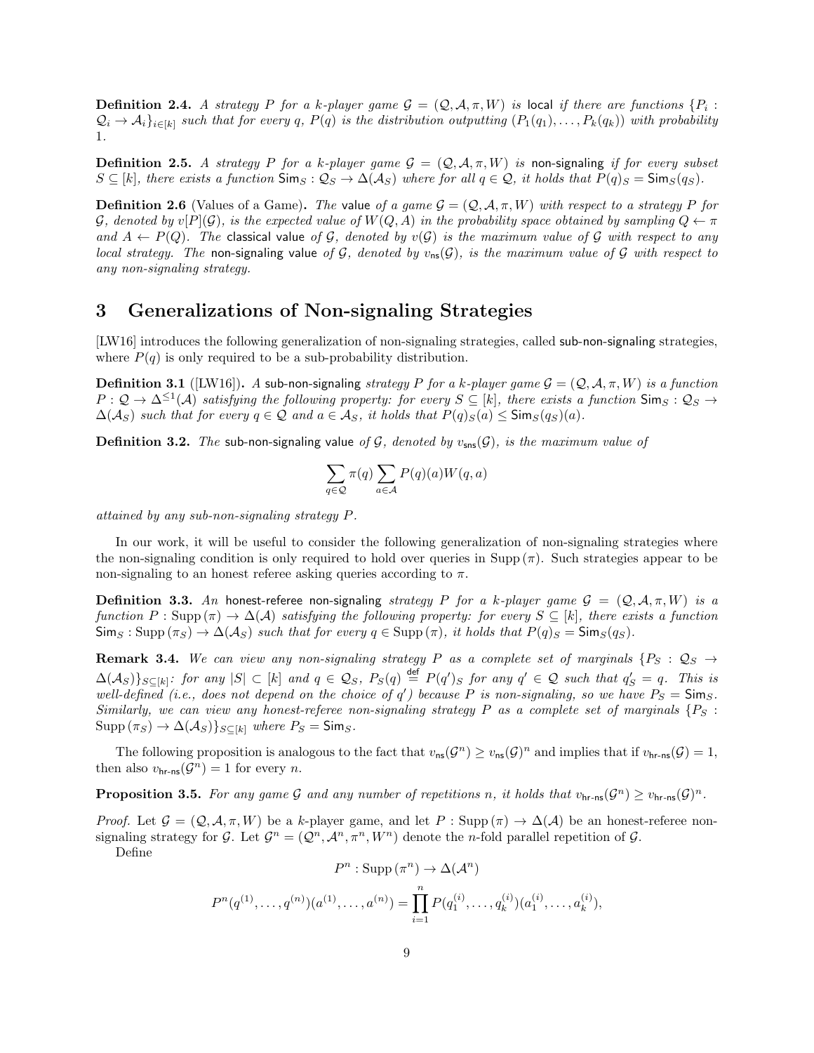**Definition 2.4.** *A strategy $P$ for a $k$-player game $\mathcal{G} = (\mathcal{Q}, \mathcal{A}, \pi, W)$ is* local *if there are functions $\{P_i : \mathcal{Q}_i \to \mathcal{A}_i\}_{i\in[k]}$ such that for every $q$, $P(q)$ is the distribution outputting $(P_1(q_1), \ldots, P_k(q_k))$ with probability 1.*

**Definition 2.5.** *A strategy $P$ for a $k$-player game $\mathcal{G} = (\mathcal{Q}, \mathcal{A}, \pi, W)$ is* non-signaling *if for every subset $S \subseteq [k]$, there exists a function $\mathsf{Sim}_S : \mathcal{Q}_S \to \Delta(\mathcal{A}_S)$ where for all $q \in \mathcal{Q}$, it holds that $P(q)_S = \mathsf{Sim}_S(q_S)$.*

**Definition 2.6** (Values of a Game)**.** *The* value *of a game $\mathcal{G} = (\mathcal{Q}, \mathcal{A}, \pi, W)$ with respect to a strategy $P$ for $\mathcal{G}$, denoted by $v[P](\mathcal{G})$, is the expected value of $W(Q, A)$ in the probability space obtained by sampling $Q \leftarrow \pi$ and $A \leftarrow P(Q)$. The* classical value *of $\mathcal{G}$, denoted by $v(\mathcal{G})$ is the maximum value of $\mathcal{G}$ with respect to any local strategy. The* non-signaling value *of $\mathcal{G}$, denoted by $v_{\mathsf{ns}}(\mathcal{G})$, is the maximum value of $\mathcal{G}$ with respect to any non-signaling strategy.*

# 3 Generalizations of Non-signaling Strategies

[LW16] introduces the following generalization of non-signaling strategies, called sub-non-signaling strategies, where $P(q)$ is only required to be a sub-probability distribution.

**Definition 3.1** ([LW16])**.** *A* sub-non-signaling *strategy $P$ for a $k$-player game $\mathcal{G} = (\mathcal{Q}, \mathcal{A}, \pi, W)$ is a function $P : \mathcal{Q} \to \Delta^{\leq 1}(\mathcal{A})$ satisfying the following property: for every $S \subseteq [k]$, there exists a function $\mathsf{Sim}_S : \mathcal{Q}_S \to \Delta(\mathcal{A}_S)$ such that for every $q \in \mathcal{Q}$ and $a \in \mathcal{A}_S$, it holds that $P(q)_S(a) \leq \mathsf{Sim}_S(q_S)(a)$.*

**Definition 3.2.** *The* sub-non-signaling value *of $\mathcal{G}$, denoted by $v_{\mathsf{sns}}(\mathcal{G})$, is the maximum value of*

$$\sum_{q\in\mathcal{Q}} \pi(q) \sum_{a\in\mathcal{A}} P(q)(a)W(q, a)$$

*attained by any sub-non-signaling strategy $P$.*

In our work, it will be useful to consider the following generalization of non-signaling strategies where the non-signaling condition is only required to hold over queries in $\mathrm{Supp}(\pi)$. Such strategies appear to be non-signaling to an honest referee asking queries according to $\pi$.

**Definition 3.3.** *An* honest-referee non-signaling *strategy $P$ for a $k$-player game $\mathcal{G} = (\mathcal{Q}, \mathcal{A}, \pi, W)$ is a function $P : \mathrm{Supp}(\pi) \to \Delta(\mathcal{A})$ satisfying the following property: for every $S \subseteq [k]$, there exists a function $\mathsf{Sim}_S : \mathrm{Supp}(\pi_S) \to \Delta(\mathcal{A}_S)$ such that for every $q \in \mathrm{Supp}(\pi)$, it holds that $P(q)_S = \mathsf{Sim}_S(q_S)$.*

**Remark 3.4.** *We can view any non-signaling strategy $P$ as a complete set of marginals $\{P_S : \mathcal{Q}_S \to \Delta(\mathcal{A}_S)\}_{S\subseteq[k]}$: for any $|S| \subset [k]$ and $q \in \mathcal{Q}_S$, $P_S(q) \stackrel{\mathsf{def}}{=} P(q')_S$ for any $q' \in \mathcal{Q}$ such that $q'_S = q$. This is well-defined (i.e., does not depend on the choice of $q'$) because $P$ is non-signaling, so we have $P_S = \mathsf{Sim}_S$. Similarly, we can view any honest-referee non-signaling strategy $P$ as a complete set of marginals $\{P_S : \mathrm{Supp}(\pi_S) \to \Delta(\mathcal{A}_S)\}_{S\subseteq[k]}$ where $P_S = \mathsf{Sim}_S$.*

The following proposition is analogous to the fact that $v_{\mathsf{ns}}(\mathcal{G}^n) \geq v_{\mathsf{ns}}(\mathcal{G})^n$ and implies that if $v_{\mathsf{hr\text{-}ns}}(\mathcal{G}) = 1$, then also $v_{\mathsf{hr\text{-}ns}}(\mathcal{G}^n) = 1$ for every $n$.

**Proposition 3.5.** *For any game $\mathcal{G}$ and any number of repetitions $n$, it holds that $v_{\mathsf{hr\text{-}ns}}(\mathcal{G}^n) \geq v_{\mathsf{hr\text{-}ns}}(\mathcal{G})^n$.*

*Proof.* Let $\mathcal{G} = (\mathcal{Q}, \mathcal{A}, \pi, W)$ be a $k$-player game, and let $P : \mathrm{Supp}(\pi) \to \Delta(\mathcal{A})$ be an honest-referee non-signaling strategy for $\mathcal{G}$. Let $\mathcal{G}^n = (\mathcal{Q}^n, \mathcal{A}^n, \pi^n, W^n)$ denote the $n$-fold parallel repetition of $\mathcal{G}$.

Define

$$P^n : \mathrm{Supp}(\pi^n) \to \Delta(\mathcal{A}^n)$$

$$P^n(q^{(1)}, \ldots, q^{(n)})(a^{(1)}, \ldots, a^{(n)}) = \prod_{i=1}^{n} P(q_1^{(i)}, \ldots, q_k^{(i)})(a_1^{(i)}, \ldots, a_k^{(i)}),$$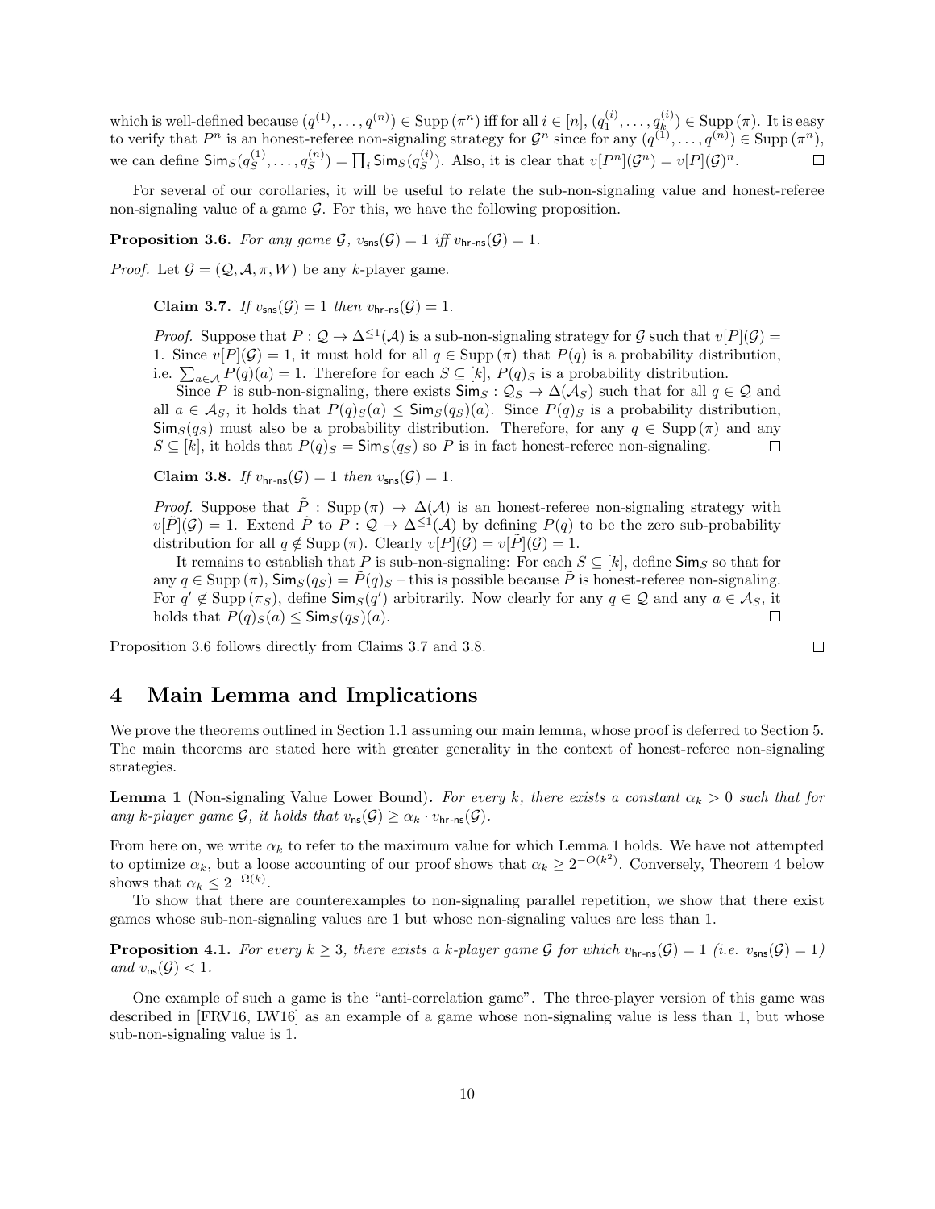which is well-defined because $(q^{(1)}, \ldots, q^{(n)}) \in \mathrm{Supp}(\pi^n)$ iff for all $i \in [n]$, $(q_1^{(i)}, \ldots, q_k^{(i)}) \in \mathrm{Supp}(\pi)$. It is easy to verify that $P^n$ is an honest-referee non-signaling strategy for $\mathcal{G}^n$ since for any $(q^{(1)}, \ldots, q^{(n)}) \in \mathrm{Supp}(\pi^n)$, we can define $\mathsf{Sim}_S(q_S^{(1)}, \ldots, q_S^{(n)}) = \prod_i \mathsf{Sim}_S(q_S^{(i)})$. Also, it is clear that $v[P^n](\mathcal{G}^n) = v[P](\mathcal{G})^n$. $\square$

For several of our corollaries, it will be useful to relate the sub-non-signaling value and honest-referee non-signaling value of a game $\mathcal{G}$. For this, we have the following proposition.

**Proposition 3.6.** *For any game $\mathcal{G}$, $v_{\mathsf{sns}}(\mathcal{G}) = 1$ iff $v_{\mathsf{hr\text{-}ns}}(\mathcal{G}) = 1$.*

*Proof.* Let $\mathcal{G} = (\mathcal{Q}, \mathcal{A}, \pi, W)$ be any $k$-player game.

> **Claim 3.7.** *If $v_{\mathsf{sns}}(\mathcal{G}) = 1$ then $v_{\mathsf{hr\text{-}ns}}(\mathcal{G}) = 1$.*
>
> *Proof.* Suppose that $P : \mathcal{Q} \to \Delta^{\leq 1}(\mathcal{A})$ is a sub-non-signaling strategy for $\mathcal{G}$ such that $v[P](\mathcal{G}) = 1$. Since $v[P](\mathcal{G}) = 1$, it must hold for all $q \in \mathrm{Supp}(\pi)$ that $P(q)$ is a probability distribution, i.e. $\sum_{a \in \mathcal{A}} P(q)(a) = 1$. Therefore for each $S \subseteq [k]$, $P(q)_S$ is a probability distribution.
>
> Since $P$ is sub-non-signaling, there exists $\mathsf{Sim}_S : \mathcal{Q}_S \to \Delta(\mathcal{A}_S)$ such that for all $q \in \mathcal{Q}$ and all $a \in \mathcal{A}_S$, it holds that $P(q)_S(a) \leq \mathsf{Sim}_S(q_S)(a)$. Since $P(q)_S$ is a probability distribution, $\mathsf{Sim}_S(q_S)$ must also be a probability distribution. Therefore, for any $q \in \mathrm{Supp}(\pi)$ and any $S \subseteq [k]$, it holds that $P(q)_S = \mathsf{Sim}_S(q_S)$ so $P$ is in fact honest-referee non-signaling. $\square$
>
> **Claim 3.8.** *If $v_{\mathsf{hr\text{-}ns}}(\mathcal{G}) = 1$ then $v_{\mathsf{sns}}(\mathcal{G}) = 1$.*
>
> *Proof.* Suppose that $\tilde{P} : \mathrm{Supp}(\pi) \to \Delta(\mathcal{A})$ is an honest-referee non-signaling strategy with $v[\tilde{P}](\mathcal{G}) = 1$. Extend $\tilde{P}$ to $P : \mathcal{Q} \to \Delta^{\leq 1}(\mathcal{A})$ by defining $P(q)$ to be the zero sub-probability distribution for all $q \notin \mathrm{Supp}(\pi)$. Clearly $v[P](\mathcal{G}) = v[\tilde{P}](\mathcal{G}) = 1$.
>
> It remains to establish that $P$ is sub-non-signaling: For each $S \subseteq [k]$, define $\mathsf{Sim}_S$ so that for any $q \in \mathrm{Supp}(\pi)$, $\mathsf{Sim}_S(q_S) = \tilde{P}(q)_S$ – this is possible because $\tilde{P}$ is honest-referee non-signaling. For $q' \notin \mathrm{Supp}(\pi_S)$, define $\mathsf{Sim}_S(q')$ arbitrarily. Now clearly for any $q \in \mathcal{Q}$ and any $a \in \mathcal{A}_S$, it holds that $P(q)_S(a) \leq \mathsf{Sim}_S(q_S)(a)$. $\square$

Proposition 3.6 follows directly from Claims 3.7 and 3.8. $\square$

# 4 Main Lemma and Implications

We prove the theorems outlined in Section 1.1 assuming our main lemma, whose proof is deferred to Section 5. The main theorems are stated here with greater generality in the context of honest-referee non-signaling strategies.

**Lemma 1** (Non-signaling Value Lower Bound)**.** *For every $k$, there exists a constant $\alpha_k > 0$ such that for any $k$-player game $\mathcal{G}$, it holds that $v_{\mathsf{ns}}(\mathcal{G}) \geq \alpha_k \cdot v_{\mathsf{hr\text{-}ns}}(\mathcal{G})$.*

From here on, we write $\alpha_k$ to refer to the maximum value for which Lemma 1 holds. We have not attempted to optimize $\alpha_k$, but a loose accounting of our proof shows that $\alpha_k \geq 2^{-O(k^2)}$. Conversely, Theorem 4 below shows that $\alpha_k \leq 2^{-\Omega(k)}$.

To show that there are counterexamples to non-signaling parallel repetition, we show that there exist games whose sub-non-signaling values are 1 but whose non-signaling values are less than 1.

**Proposition 4.1.** *For every $k \geq 3$, there exists a $k$-player game $\mathcal{G}$ for which $v_{\mathsf{hr\text{-}ns}}(\mathcal{G}) = 1$ (i.e. $v_{\mathsf{sns}}(\mathcal{G}) = 1$) and $v_{\mathsf{ns}}(\mathcal{G}) < 1$.*

One example of such a game is the "anti-correlation game". The three-player version of this game was described in [FRV16, LW16] as an example of a game whose non-signaling value is less than 1, but whose sub-non-signaling value is 1.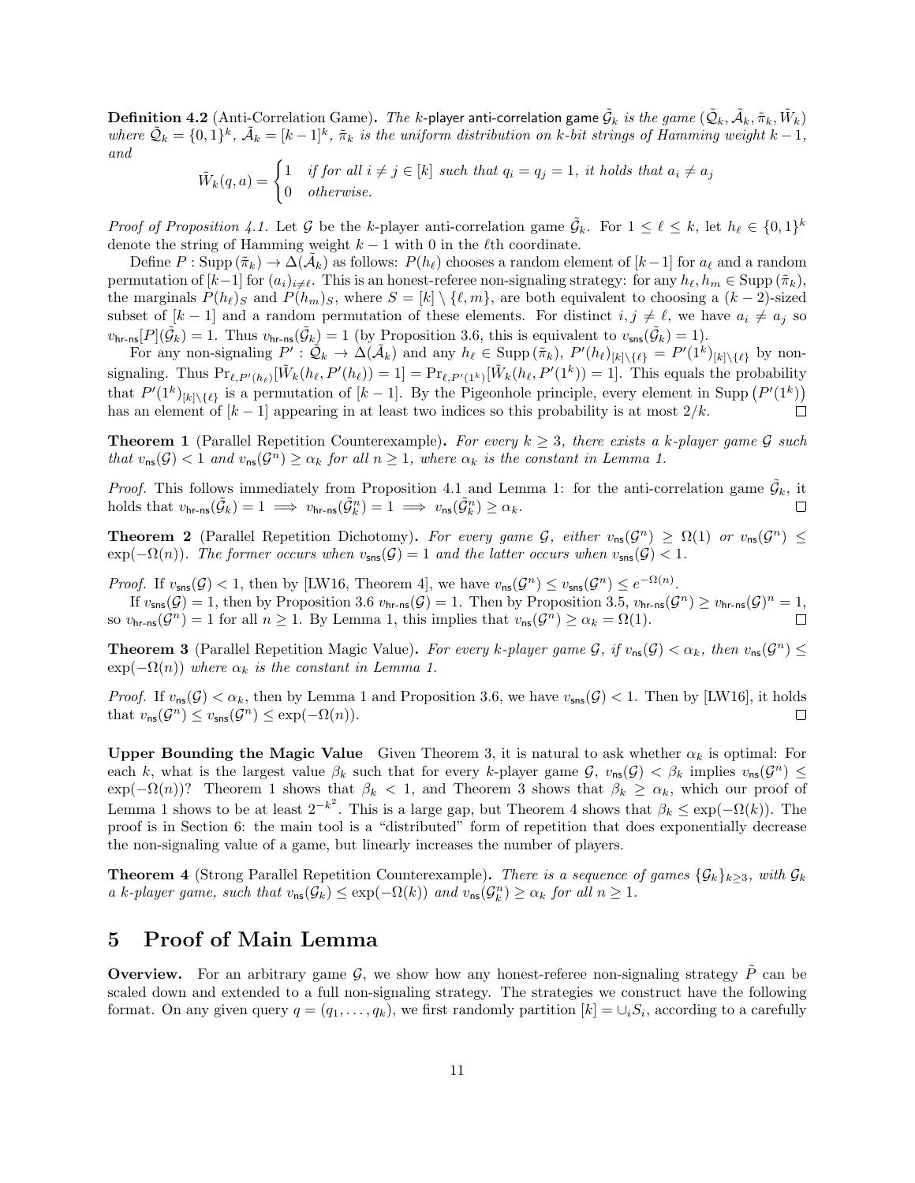**Definition 4.2** (Anti-Correlation Game)**.** *The $k$-player* anti-correlation game *$\tilde{\mathcal{G}}_k$ is the game $(\tilde{\mathcal{Q}}_k, \tilde{\mathcal{A}}_k, \tilde{\pi}_k, \tilde{W}_k)$ where $\tilde{\mathcal{Q}}_k = \{0,1\}^k$, $\tilde{\mathcal{A}}_k = [k-1]^k$, $\tilde{\pi}_k$ is the uniform distribution on $k$-bit strings of Hamming weight $k-1$, and*

$$\tilde{W}_k(q,a) = \begin{cases} 1 & \text{if for all } i \neq j \in [k] \text{ such that } q_i = q_j = 1, \text{ it holds that } a_i \neq a_j \\ 0 & \text{otherwise.} \end{cases}$$

*Proof of Proposition 4.1.* Let $\mathcal{G}$ be the $k$-player anti-correlation game $\tilde{\mathcal{G}}_k$. For $1 \leq \ell \leq k$, let $h_\ell \in \{0,1\}^k$ denote the string of Hamming weight $k-1$ with 0 in the $\ell$th coordinate.

Define $P : \mathrm{Supp}(\tilde{\pi}_k) \to \Delta(\tilde{\mathcal{A}}_k)$ as follows: $P(h_\ell)$ chooses a random element of $[k-1]$ for $a_\ell$ and a random permutation of $[k-1]$ for $(a_i)_{i \neq \ell}$. This is an honest-referee non-signaling strategy: for any $h_\ell, h_m \in \mathrm{Supp}(\tilde{\pi}_k)$, the marginals $P(h_\ell)_S$ and $P(h_m)_S$, where $S = [k] \setminus \{\ell, m\}$, are both equivalent to choosing a $(k-2)$-sized subset of $[k-1]$ and a random permutation of these elements. For distinct $i, j \neq \ell$, we have $a_i \neq a_j$ so $v_{\mathsf{hr\text{-}ns}}[P](\tilde{\mathcal{G}}_k) = 1$. Thus $v_{\mathsf{hr\text{-}ns}}(\tilde{\mathcal{G}}_k) = 1$ (by Proposition 3.6, this is equivalent to $v_{\mathsf{sns}}(\tilde{\mathcal{G}}_k) = 1$).

For any non-signaling $P' : \tilde{\mathcal{Q}}_k \to \Delta(\tilde{\mathcal{A}}_k)$ and any $h_\ell \in \mathrm{Supp}(\tilde{\pi}_k)$, $P'(h_\ell)_{[k]\setminus\{\ell\}} = P'(1^k)_{[k]\setminus\{\ell\}}$ by non-signaling. Thus $\Pr_{\ell, P'(h_\ell)}[\tilde{W}_k(h_\ell, P'(h_\ell)) = 1] = \Pr_{\ell, P'(1^k)}[\tilde{W}_k(h_\ell, P'(1^k)) = 1]$. This equals the probability that $P'(1^k)_{[k]\setminus\{\ell\}}$ is a permutation of $[k-1]$. By the Pigeonhole principle, every element in $\mathrm{Supp}\left(P'(1^k)\right)$ has an element of $[k-1]$ appearing in at least two indices so this probability is at most $2/k$. $\square$

**Theorem 1** (Parallel Repetition Counterexample)**.** *For every $k \geq 3$, there exists a $k$-player game $\mathcal{G}$ such that $v_{\mathsf{ns}}(\mathcal{G}) < 1$ and $v_{\mathsf{ns}}(\mathcal{G}^n) \geq \alpha_k$ for all $n \geq 1$, where $\alpha_k$ is the constant in Lemma 1.*

*Proof.* This follows immediately from Proposition 4.1 and Lemma 1: for the anti-correlation game $\tilde{\mathcal{G}}_k$, it holds that $v_{\mathsf{hr\text{-}ns}}(\tilde{\mathcal{G}}_k) = 1 \implies v_{\mathsf{hr\text{-}ns}}(\tilde{\mathcal{G}}_k^n) = 1 \implies v_{\mathsf{ns}}(\tilde{\mathcal{G}}_k^n) \geq \alpha_k$. $\square$

**Theorem 2** (Parallel Repetition Dichotomy)**.** *For every game $\mathcal{G}$, either $v_{\mathsf{ns}}(\mathcal{G}^n) \geq \Omega(1)$ or $v_{\mathsf{ns}}(\mathcal{G}^n) \leq \exp(-\Omega(n))$. The former occurs when $v_{\mathsf{sns}}(\mathcal{G}) = 1$ and the latter occurs when $v_{\mathsf{sns}}(\mathcal{G}) < 1$.*

*Proof.* If $v_{\mathsf{sns}}(\mathcal{G}) < 1$, then by [LW16, Theorem 4], we have $v_{\mathsf{ns}}(\mathcal{G}^n) \leq v_{\mathsf{sns}}(\mathcal{G}^n) \leq e^{-\Omega(n)}$.

If $v_{\mathsf{sns}}(\mathcal{G}) = 1$, then by Proposition 3.6 $v_{\mathsf{hr\text{-}ns}}(\mathcal{G}) = 1$. Then by Proposition 3.5, $v_{\mathsf{hr\text{-}ns}}(\mathcal{G}^n) \geq v_{\mathsf{hr\text{-}ns}}(\mathcal{G})^n = 1$, so $v_{\mathsf{hr\text{-}ns}}(\mathcal{G}^n) = 1$ for all $n \geq 1$. By Lemma 1, this implies that $v_{\mathsf{ns}}(\mathcal{G}^n) \geq \alpha_k = \Omega(1)$. $\square$

**Theorem 3** (Parallel Repetition Magic Value)**.** *For every $k$-player game $\mathcal{G}$, if $v_{\mathsf{ns}}(\mathcal{G}) < \alpha_k$, then $v_{\mathsf{ns}}(\mathcal{G}^n) \leq \exp(-\Omega(n))$ where $\alpha_k$ is the constant in Lemma 1.*

*Proof.* If $v_{\mathsf{ns}}(\mathcal{G}) < \alpha_k$, then by Lemma 1 and Proposition 3.6, we have $v_{\mathsf{sns}}(\mathcal{G}) < 1$. Then by [LW16], it holds that $v_{\mathsf{ns}}(\mathcal{G}^n) \leq v_{\mathsf{sns}}(\mathcal{G}^n) \leq \exp(-\Omega(n))$. $\square$

**Upper Bounding the Magic Value** Given Theorem 3, it is natural to ask whether $\alpha_k$ is optimal: For each $k$, what is the largest value $\beta_k$ such that for every $k$-player game $\mathcal{G}$, $v_{\mathsf{ns}}(\mathcal{G}) < \beta_k$ implies $v_{\mathsf{ns}}(\mathcal{G}^n) \leq \exp(-\Omega(n))$? Theorem 1 shows that $\beta_k < 1$, and Theorem 3 shows that $\beta_k \geq \alpha_k$, which our proof of Lemma 1 shows to be at least $2^{-k^2}$. This is a large gap, but Theorem 4 shows that $\beta_k \leq \exp(-\Omega(k))$. The proof is in Section 6: the main tool is a "distributed" form of repetition that does exponentially decrease the non-signaling value of a game, but linearly increases the number of players.

**Theorem 4** (Strong Parallel Repetition Counterexample)**.** *There is a sequence of games $\{\mathcal{G}_k\}_{k \geq 3}$, with $\mathcal{G}_k$ a $k$-player game, such that $v_{\mathsf{ns}}(\mathcal{G}_k) \leq \exp(-\Omega(k))$ and $v_{\mathsf{ns}}(\mathcal{G}_k^n) \geq \alpha_k$ for all $n \geq 1$.*

# 5 Proof of Main Lemma

**Overview.** For an arbitrary game $\mathcal{G}$, we show how any honest-referee non-signaling strategy $\tilde{P}$ can be scaled down and extended to a full non-signaling strategy. The strategies we construct have the following format. On any given query $q = (q_1, \ldots, q_k)$, we first randomly partition $[k] = \cup_i S_i$, according to a carefully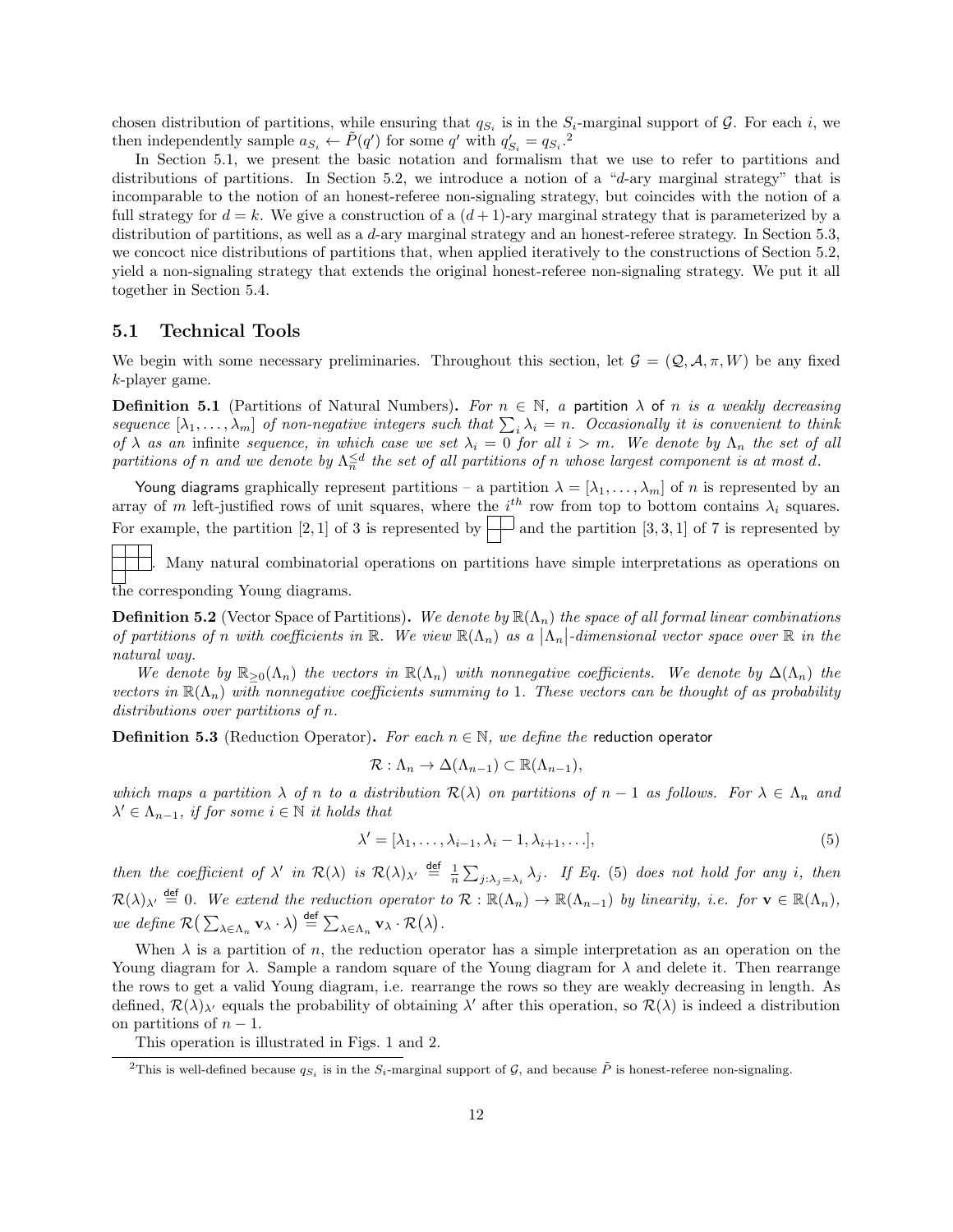chosen distribution of partitions, while ensuring that $q_{S_i}$ is in the $S_i$-marginal support of $\mathcal{G}$. For each $i$, we then independently sample $a_{S_i} \leftarrow \tilde{P}(q')$ for some $q'$ with $q'_{S_i} = q_{S_i}$.[2]

In Section 5.1, we present the basic notation and formalism that we use to refer to partitions and distributions of partitions. In Section 5.2, we introduce a notion of a "$d$-ary marginal strategy" that is incomparable to the notion of an honest-referee non-signaling strategy, but coincides with the notion of a full strategy for $d = k$. We give a construction of a $(d+1)$-ary marginal strategy that is parameterized by a distribution of partitions, as well as a $d$-ary marginal strategy and an honest-referee strategy. In Section 5.3, we concoct nice distributions of partitions that, when applied iteratively to the constructions of Section 5.2, yield a non-signaling strategy that extends the original honest-referee non-signaling strategy. We put it all together in Section 5.4.

## 5.1 Technical Tools

We begin with some necessary preliminaries. Throughout this section, let $\mathcal{G} = (\mathcal{Q}, \mathcal{A}, \pi, W)$ be any fixed $k$-player game.

**Definition 5.1** (Partitions of Natural Numbers). *For $n \in \mathbb{N}$, a* partition $\lambda$ of $n$ *is a weakly decreasing sequence $[\lambda_1, \ldots, \lambda_m]$ of non-negative integers such that $\sum_i \lambda_i = n$. Occasionally it is convenient to think of $\lambda$ as an* infinite *sequence, in which case we set $\lambda_i = 0$ for all $i > m$. We denote by $\Lambda_n$ the set of all partitions of $n$ and we denote by $\Lambda_n^{\leq d}$ the set of all partitions of $n$ whose largest component is at most $d$.*

Young diagrams graphically represent partitions – a partition $\lambda = [\lambda_1, \ldots, \lambda_m]$ of $n$ is represented by an array of $m$ left-justified rows of unit squares, where the $i^{th}$ row from top to bottom contains $\lambda_i$ squares. For example, the partition $[2, 1]$ of 3 is represented by a Young diagram and the partition $[3, 3, 1]$ of 7 is represented by a Young diagram. Many natural combinatorial operations on partitions have simple interpretations as operations on the corresponding Young diagrams.

**Definition 5.2** (Vector Space of Partitions). *We denote by $\mathbb{R}(\Lambda_n)$ the space of all formal linear combinations of partitions of $n$ with coefficients in $\mathbb{R}$. We view $\mathbb{R}(\Lambda_n)$ as a $|\Lambda_n|$-dimensional vector space over $\mathbb{R}$ in the natural way.*

*We denote by $\mathbb{R}_{\geq 0}(\Lambda_n)$ the vectors in $\mathbb{R}(\Lambda_n)$ with nonnegative coefficients. We denote by $\Delta(\Lambda_n)$ the vectors in $\mathbb{R}(\Lambda_n)$ with nonnegative coefficients summing to 1. These vectors can be thought of as probability distributions over partitions of $n$.*

**Definition 5.3** (Reduction Operator). *For each $n \in \mathbb{N}$, we define the* reduction operator

$$\mathcal{R} : \Lambda_n \to \Delta(\Lambda_{n-1}) \subset \mathbb{R}(\Lambda_{n-1}),$$

*which maps a partition $\lambda$ of $n$ to a distribution $\mathcal{R}(\lambda)$ on partitions of $n-1$ as follows. For $\lambda \in \Lambda_n$ and $\lambda' \in \Lambda_{n-1}$, if for some $i \in \mathbb{N}$ it holds that*

$$\lambda' = [\lambda_1, \ldots, \lambda_{i-1}, \lambda_i - 1, \lambda_{i+1}, \ldots], \tag{5}$$

*then the coefficient of $\lambda'$ in $\mathcal{R}(\lambda)$ is $\mathcal{R}(\lambda)_{\lambda'} \stackrel{\mathsf{def}}{=} \frac{1}{n} \sum_{j : \lambda_j = \lambda_i} \lambda_j$. If Eq. (5) does not hold for any $i$, then $\mathcal{R}(\lambda)_{\lambda'} \stackrel{\mathsf{def}}{=} 0$. We extend the reduction operator to $\mathcal{R} : \mathbb{R}(\Lambda_n) \to \mathbb{R}(\Lambda_{n-1})$ by linearity, i.e. for $\mathbf{v} \in \mathbb{R}(\Lambda_n)$, we define $\mathcal{R}\big(\sum_{\lambda \in \Lambda_n} \mathbf{v}_\lambda \cdot \lambda\big) \stackrel{\mathsf{def}}{=} \sum_{\lambda \in \Lambda_n} \mathbf{v}_\lambda \cdot \mathcal{R}\big(\lambda\big)$.*

When $\lambda$ is a partition of $n$, the reduction operator has a simple interpretation as an operation on the Young diagram for $\lambda$. Sample a random square of the Young diagram for $\lambda$ and delete it. Then rearrange the rows to get a valid Young diagram, i.e. rearrange the rows so they are weakly decreasing in length. As defined, $\mathcal{R}(\lambda)_{\lambda'}$ equals the probability of obtaining $\lambda'$ after this operation, so $\mathcal{R}(\lambda)$ is indeed a distribution on partitions of $n-1$.

This operation is illustrated in Figs. 1 and 2.

[2] This is well-defined because $q_{S_i}$ is in the $S_i$-marginal support of $\mathcal{G}$, and because $\tilde{P}$ is honest-referee non-signaling.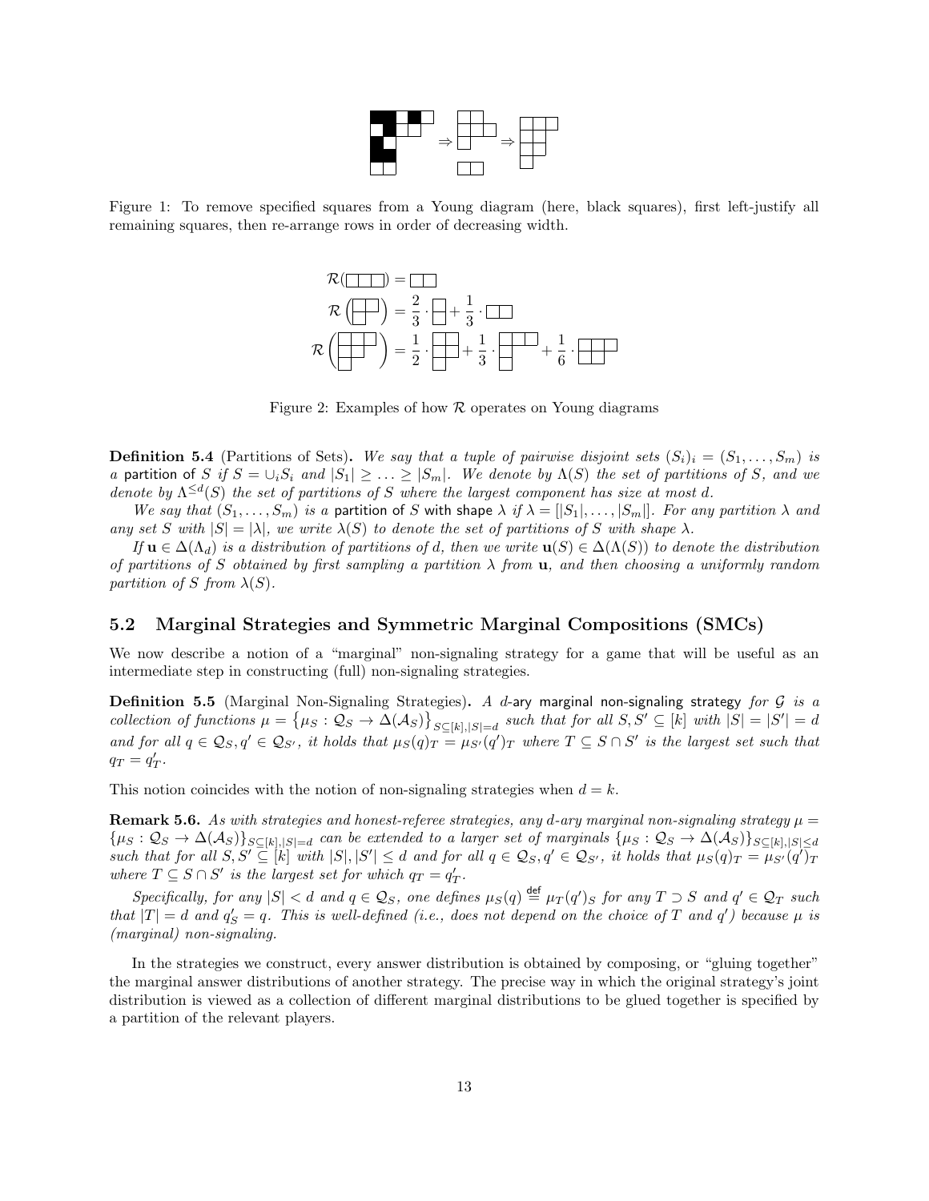Figure 1: To remove specified squares from a Young diagram (here, black squares), first left-justify all remaining squares, then re-arrange rows in order of decreasing width.

Figure 2: Examples of how $\mathcal{R}$ operates on Young diagrams

**Definition 5.4** (Partitions of Sets)**.** *We say that a tuple of pairwise disjoint sets $(S_i)_i = (S_1, \ldots, S_m)$ is a* partition of $S$ *if $S = \cup_i S_i$ and $|S_1| \geq \ldots \geq |S_m|$. We denote by $\Lambda(S)$ the set of partitions of $S$, and we denote by $\Lambda^{\leq d}(S)$ the set of partitions of $S$ where the largest component has size at most $d$.*

*We say that $(S_1, \ldots, S_m)$ is a* partition of $S$ with shape $\lambda$ *if $\lambda = [|S_1|, \ldots, |S_m|]$. For any partition $\lambda$ and any set $S$ with $|S| = |\lambda|$, we write $\lambda(S)$ to denote the set of partitions of $S$ with shape $\lambda$.*

*If $\mathbf{u} \in \Delta(\Lambda_d)$ is a distribution of partitions of $d$, then we write $\mathbf{u}(S) \in \Delta(\Lambda(S))$ to denote the distribution of partitions of $S$ obtained by first sampling a partition $\lambda$ from $\mathbf{u}$, and then choosing a uniformly random partition of $S$ from $\lambda(S)$.*

## 5.2 Marginal Strategies and Symmetric Marginal Compositions (SMCs)

We now describe a notion of a "marginal" non-signaling strategy for a game that will be useful as an intermediate step in constructing (full) non-signaling strategies.

**Definition 5.5** (Marginal Non-Signaling Strategies)**.** *A* $d$-ary marginal non-signaling strategy *for $\mathcal{G}$ is a collection of functions $\mu = \{\mu_S : \mathcal{Q}_S \to \Delta(\mathcal{A}_S)\}_{S \subseteq [k], |S| = d}$ such that for all $S, S' \subseteq [k]$ with $|S| = |S'| = d$ and for all $q \in \mathcal{Q}_S, q' \in \mathcal{Q}_{S'}$, it holds that $\mu_S(q)_T = \mu_{S'}(q')_T$ where $T \subseteq S \cap S'$ is the largest set such that $q_T = q'_T$.*

This notion coincides with the notion of non-signaling strategies when $d = k$.

**Remark 5.6.** *As with strategies and honest-referee strategies, any $d$-ary marginal non-signaling strategy $\mu = \{\mu_S : \mathcal{Q}_S \to \Delta(\mathcal{A}_S)\}_{S \subseteq [k], |S| = d}$ can be extended to a larger set of marginals $\{\mu_S : \mathcal{Q}_S \to \Delta(\mathcal{A}_S)\}_{S \subseteq [k], |S| \leq d}$ such that for all $S, S' \subseteq [k]$ with $|S|, |S'| \leq d$ and for all $q \in \mathcal{Q}_S, q' \in \mathcal{Q}_{S'}$, it holds that $\mu_S(q)_T = \mu_{S'}(q')_T$ where $T \subseteq S \cap S'$ is the largest set for which $q_T = q'_T$.*

*Specifically, for any $|S| < d$ and $q \in \mathcal{Q}_S$, one defines $\mu_S(q) \stackrel{\text{def}}{=} \mu_T(q')_S$ for any $T \supset S$ and $q' \in \mathcal{Q}_T$ such that $|T| = d$ and $q'_S = q$. This is well-defined (i.e., does not depend on the choice of $T$ and $q'$) because $\mu$ is (marginal) non-signaling.*

In the strategies we construct, every answer distribution is obtained by composing, or "gluing together" the marginal answer distributions of another strategy. The precise way in which the original strategy's joint distribution is viewed as a collection of different marginal distributions to be glued together is specified by a partition of the relevant players.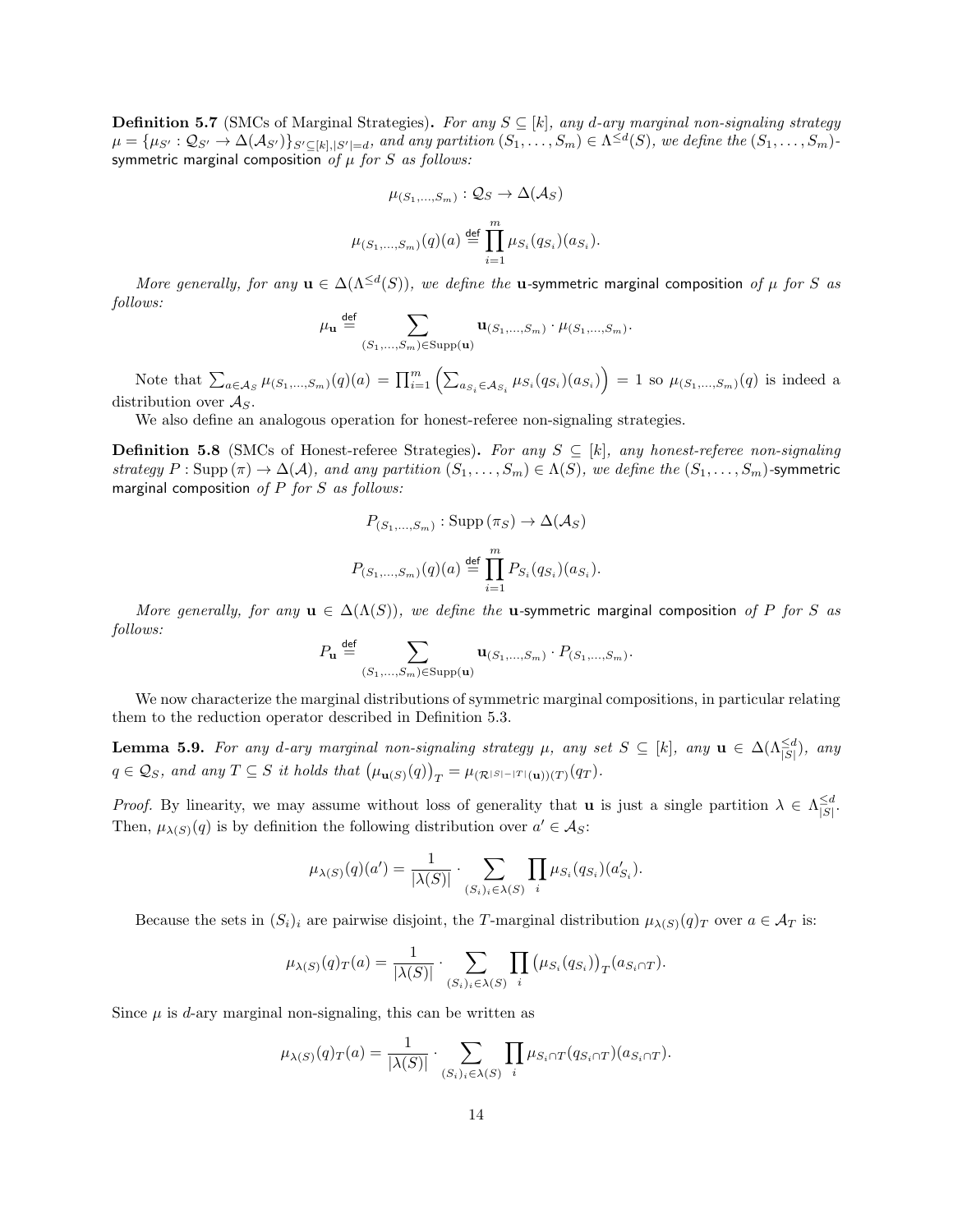**Definition 5.7** (SMCs of Marginal Strategies)**.** *For any $S \subseteq [k]$, any $d$-ary marginal non-signaling strategy $\mu = \{\mu_{S'} : \mathcal{Q}_{S'} \to \Delta(\mathcal{A}_{S'})\}_{S' \subseteq [k], |S'|=d}$, and any partition $(S_1, \ldots, S_m) \in \Lambda^{\leq d}(S)$, we define the $(S_1, \ldots, S_m)$-*symmetric marginal composition *of $\mu$ for $S$ as follows:*

$$\mu_{(S_1,\ldots,S_m)} : \mathcal{Q}_S \to \Delta(\mathcal{A}_S)$$

$$\mu_{(S_1,\ldots,S_m)}(q)(a) \overset{\mathsf{def}}{=} \prod_{i=1}^{m} \mu_{S_i}(q_{S_i})(a_{S_i}).$$

*More generally, for any $\mathbf{u} \in \Delta(\Lambda^{\leq d}(S))$, we define the* $\mathbf{u}$-symmetric marginal composition *of $\mu$ for $S$ as follows:*

$$\mu_{\mathbf{u}} \overset{\mathsf{def}}{=} \sum_{(S_1,\ldots,S_m) \in \mathrm{Supp}(\mathbf{u})} \mathbf{u}_{(S_1,\ldots,S_m)} \cdot \mu_{(S_1,\ldots,S_m)}.$$

Note that $\sum_{a \in \mathcal{A}_S} \mu_{(S_1,\ldots,S_m)}(q)(a) = \prod_{i=1}^{m} \left( \sum_{a_{S_i} \in \mathcal{A}_{S_i}} \mu_{S_i}(q_{S_i})(a_{S_i}) \right) = 1$ so $\mu_{(S_1,\ldots,S_m)}(q)$ is indeed a distribution over $\mathcal{A}_S$.

We also define an analogous operation for honest-referee non-signaling strategies.

**Definition 5.8** (SMCs of Honest-referee Strategies)**.** *For any $S \subseteq [k]$, any honest-referee non-signaling strategy $P : \mathrm{Supp}(\pi) \to \Delta(\mathcal{A})$, and any partition $(S_1, \ldots, S_m) \in \Lambda(S)$, we define the $(S_1, \ldots, S_m)$-*symmetric marginal composition *of $P$ for $S$ as follows:*

$$P_{(S_1,\ldots,S_m)} : \mathrm{Supp}(\pi_S) \to \Delta(\mathcal{A}_S)$$

$$P_{(S_1,\ldots,S_m)}(q)(a) \overset{\mathsf{def}}{=} \prod_{i=1}^{m} P_{S_i}(q_{S_i})(a_{S_i}).$$

*More generally, for any $\mathbf{u} \in \Delta(\Lambda(S))$, we define the* $\mathbf{u}$-symmetric marginal composition *of $P$ for $S$ as follows:*

$$P_{\mathbf{u}} \overset{\mathsf{def}}{=} \sum_{(S_1,\ldots,S_m) \in \mathrm{Supp}(\mathbf{u})} \mathbf{u}_{(S_1,\ldots,S_m)} \cdot P_{(S_1,\ldots,S_m)}.$$

We now characterize the marginal distributions of symmetric marginal compositions, in particular relating them to the reduction operator described in Definition 5.3.

**Lemma 5.9.** *For any $d$-ary marginal non-signaling strategy $\mu$, any set $S \subseteq [k]$, any $\mathbf{u} \in \Delta(\Lambda^{\leq d}_{|S|})$, any $q \in \mathcal{Q}_S$, and any $T \subseteq S$ it holds that $\left(\mu_{\mathbf{u}(S)}(q)\right)_T = \mu_{(\mathcal{R}^{|S|-|T|}(\mathbf{u}))(T)}(q_T)$.*

*Proof.* By linearity, we may assume without loss of generality that $\mathbf{u}$ is just a single partition $\lambda \in \Lambda^{\leq d}_{|S|}$. Then, $\mu_{\lambda(S)}(q)$ is by definition the following distribution over $a' \in \mathcal{A}_S$:

$$\mu_{\lambda(S)}(q)(a') = \frac{1}{|\lambda(S)|} \cdot \sum_{(S_i)_i \in \lambda(S)} \prod_i \mu_{S_i}(q_{S_i})(a'_{S_i}).$$

Because the sets in $(S_i)_i$ are pairwise disjoint, the $T$-marginal distribution $\mu_{\lambda(S)}(q)_T$ over $a \in \mathcal{A}_T$ is:

$$\mu_{\lambda(S)}(q)_T(a) = \frac{1}{|\lambda(S)|} \cdot \sum_{(S_i)_i \in \lambda(S)} \prod_i \left(\mu_{S_i}(q_{S_i})\right)_T (a_{S_i \cap T}).$$

Since $\mu$ is $d$-ary marginal non-signaling, this can be written as

$$\mu_{\lambda(S)}(q)_T(a) = \frac{1}{|\lambda(S)|} \cdot \sum_{(S_i)_i \in \lambda(S)} \prod_i \mu_{S_i \cap T}(q_{S_i \cap T})(a_{S_i \cap T}).$$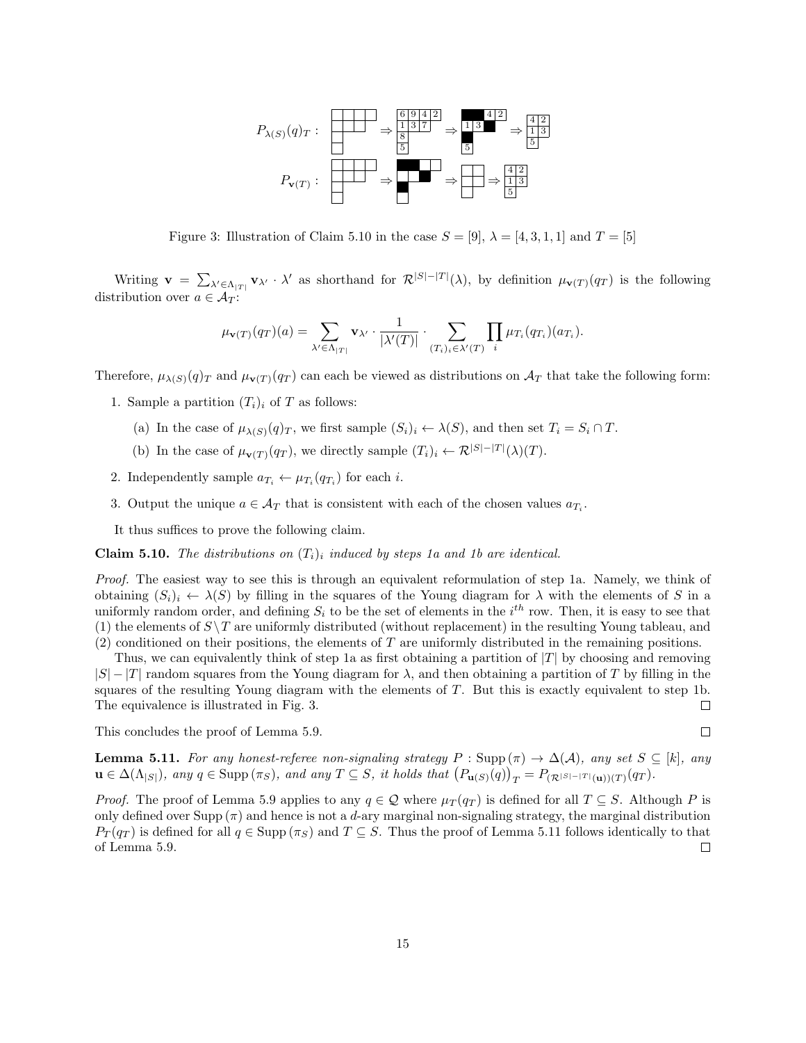$P_{\lambda(S)}(q)_T$ : ⇒ ⇒ ⇒

$P_{\mathbf{v}(T)}$ : ⇒ ⇒ ⇒

Figure 3: Illustration of Claim 5.10 in the case $S = [9]$, $\lambda = [4, 3, 1, 1]$ and $T = [5]$

Writing $\mathbf{v} = \sum_{\lambda' \in \Lambda_{|T|}} \mathbf{v}_{\lambda'} \cdot \lambda'$ as shorthand for $\mathcal{R}^{|S|-|T|}(\lambda)$, by definition $\mu_{\mathbf{v}(T)}(q_T)$ is the following distribution over $a \in \mathcal{A}_T$:

$$\mu_{\mathbf{v}(T)}(q_T)(a) = \sum_{\lambda' \in \Lambda_{|T|}} \mathbf{v}_{\lambda'} \cdot \frac{1}{|\lambda'(T)|} \cdot \sum_{(T_i)_i \in \lambda'(T)} \prod_i \mu_{T_i}(q_{T_i})(a_{T_i}).$$

Therefore, $\mu_{\lambda(S)}(q)_T$ and $\mu_{\mathbf{v}(T)}(q_T)$ can each be viewed as distributions on $\mathcal{A}_T$ that take the following form:

1. Sample a partition $(T_i)_i$ of $T$ as follows:
   (a) In the case of $\mu_{\lambda(S)}(q)_T$, we first sample $(S_i)_i \leftarrow \lambda(S)$, and then set $T_i = S_i \cap T$.
   (b) In the case of $\mu_{\mathbf{v}(T)}(q_T)$, we directly sample $(T_i)_i \leftarrow \mathcal{R}^{|S|-|T|}(\lambda)(T)$.
2. Independently sample $a_{T_i} \leftarrow \mu_{T_i}(q_{T_i})$ for each $i$.
3. Output the unique $a \in \mathcal{A}_T$ that is consistent with each of the chosen values $a_{T_i}$.

It thus suffices to prove the following claim.

**Claim 5.10.** *The distributions on $(T_i)_i$ induced by steps 1a and 1b are identical.*

*Proof.* The easiest way to see this is through an equivalent reformulation of step 1a. Namely, we think of obtaining $(S_i)_i \leftarrow \lambda(S)$ by filling in the squares of the Young diagram for $\lambda$ with the elements of $S$ in a uniformly random order, and defining $S_i$ to be the set of elements in the $i^{th}$ row. Then, it is easy to see that (1) the elements of $S \setminus T$ are uniformly distributed (without replacement) in the resulting Young tableau, and (2) conditioned on their positions, the elements of $T$ are uniformly distributed in the remaining positions.

Thus, we can equivalently think of step 1a as first obtaining a partition of $|T|$ by choosing and removing $|S| - |T|$ random squares from the Young diagram for $\lambda$, and then obtaining a partition of $T$ by filling in the squares of the resulting Young diagram with the elements of $T$. But this is exactly equivalent to step 1b. The equivalence is illustrated in Fig. 3. □

This concludes the proof of Lemma 5.9. □

**Lemma 5.11.** *For any honest-referee non-signaling strategy $P : \mathrm{Supp}(\pi) \to \Delta(\mathcal{A})$, any set $S \subseteq [k]$, any $\mathbf{u} \in \Delta(\Lambda_{|S|})$, any $q \in \mathrm{Supp}(\pi_S)$, and any $T \subseteq S$, it holds that $\left(P_{\mathbf{u}(S)}(q)\right)_T = P_{(\mathcal{R}^{|S|-|T|}(\mathbf{u}))(T)}(q_T)$.*

*Proof.* The proof of Lemma 5.9 applies to any $q \in \mathcal{Q}$ where $\mu_T(q_T)$ is defined for all $T \subseteq S$. Although $P$ is only defined over $\mathrm{Supp}(\pi)$ and hence is not a $d$-ary marginal non-signaling strategy, the marginal distribution $P_T(q_T)$ is defined for all $q \in \mathrm{Supp}(\pi_S)$ and $T \subseteq S$. Thus the proof of Lemma 5.11 follows identically to that of Lemma 5.9. □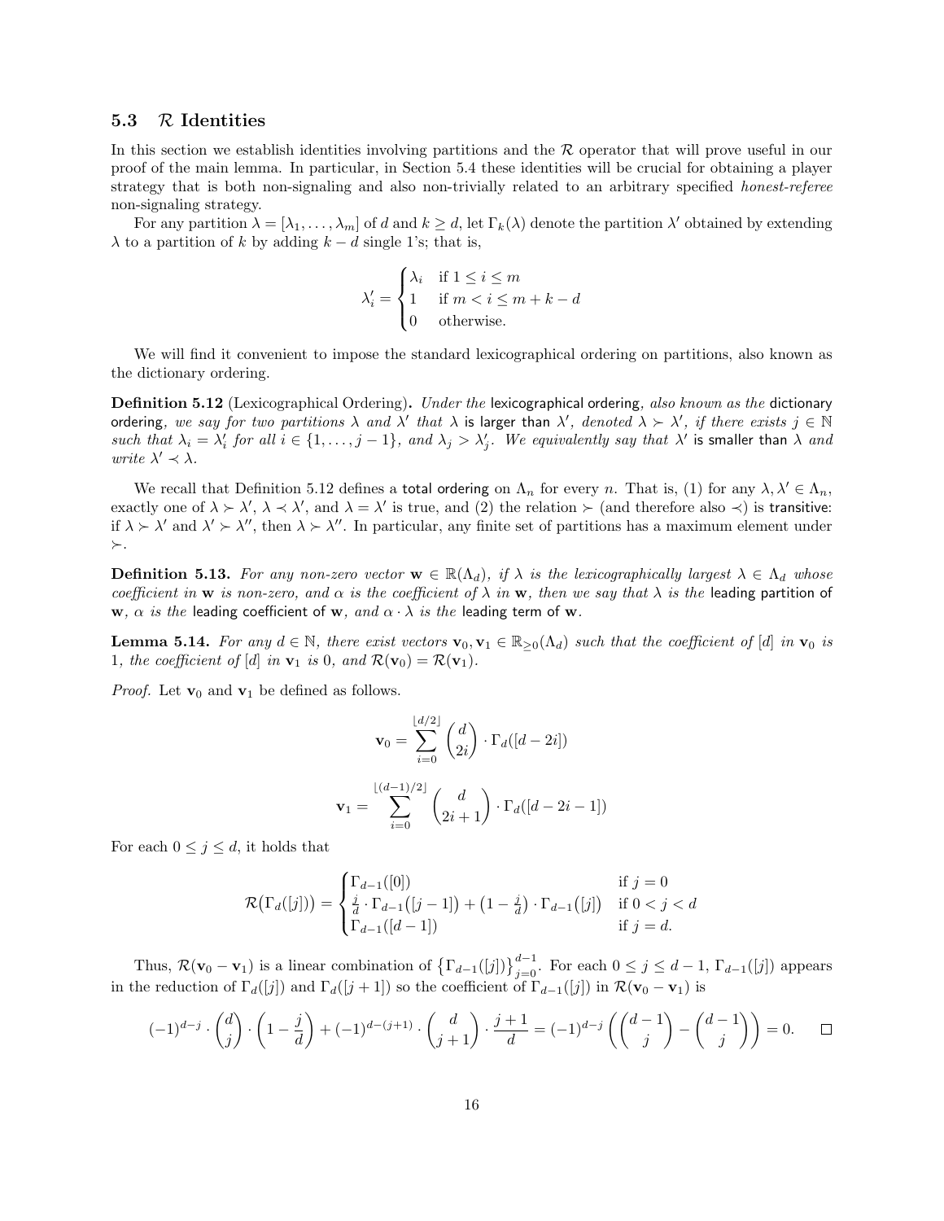### 5.3 $\mathcal{R}$ Identities

In this section we establish identities involving partitions and the $\mathcal{R}$ operator that will prove useful in our proof of the main lemma. In particular, in Section 5.4 these identities will be crucial for obtaining a player strategy that is both non-signaling and also non-trivially related to an arbitrary specified *honest-referee* non-signaling strategy.

For any partition $\lambda = [\lambda_1, \ldots, \lambda_m]$ of $d$ and $k \geq d$, let $\Gamma_k(\lambda)$ denote the partition $\lambda'$ obtained by extending $\lambda$ to a partition of $k$ by adding $k - d$ single 1's; that is,

$$\lambda'_i = \begin{cases} \lambda_i & \text{if } 1 \leq i \leq m \\ 1 & \text{if } m < i \leq m + k - d \\ 0 & \text{otherwise.} \end{cases}$$

We will find it convenient to impose the standard lexicographical ordering on partitions, also known as the dictionary ordering.

**Definition 5.12** (Lexicographical Ordering)**.** *Under the* lexicographical ordering*, also known as the* dictionary ordering*, we say for two partitions $\lambda$ and $\lambda'$ that $\lambda$* is larger than *$\lambda'$, denoted $\lambda \succ \lambda'$, if there exists $j \in \mathbb{N}$ such that $\lambda_i = \lambda'_i$ for all $i \in \{1, \ldots, j-1\}$, and $\lambda_j > \lambda'_j$. We equivalently say that $\lambda'$* is smaller than *$\lambda$ and write $\lambda' \prec \lambda$.*

We recall that Definition 5.12 defines a total ordering on $\Lambda_n$ for every $n$. That is, (1) for any $\lambda, \lambda' \in \Lambda_n$, exactly one of $\lambda \succ \lambda'$, $\lambda \prec \lambda'$, and $\lambda = \lambda'$ is true, and (2) the relation $\succ$ (and therefore also $\prec$) is transitive: if $\lambda \succ \lambda'$ and $\lambda' \succ \lambda''$, then $\lambda \succ \lambda''$. In particular, any finite set of partitions has a maximum element under $\succ$.

**Definition 5.13.** *For any non-zero vector $\mathbf{w} \in \mathbb{R}(\Lambda_d)$, if $\lambda$ is the lexicographically largest $\lambda \in \Lambda_d$ whose coefficient in $\mathbf{w}$ is non-zero, and $\alpha$ is the coefficient of $\lambda$ in $\mathbf{w}$, then we say that $\lambda$ is the* leading partition of *$\mathbf{w}$, $\alpha$ is the* leading coefficient of *$\mathbf{w}$, and $\alpha \cdot \lambda$ is the* leading term of *$\mathbf{w}$.*

**Lemma 5.14.** *For any $d \in \mathbb{N}$, there exist vectors $\mathbf{v}_0, \mathbf{v}_1 \in \mathbb{R}_{\geq 0}(\Lambda_d)$ such that the coefficient of $[d]$ in $\mathbf{v}_0$ is 1, the coefficient of $[d]$ in $\mathbf{v}_1$ is 0, and $\mathcal{R}(\mathbf{v}_0) = \mathcal{R}(\mathbf{v}_1)$.*

*Proof.* Let $\mathbf{v}_0$ and $\mathbf{v}_1$ be defined as follows.

$$\mathbf{v}_0 = \sum_{i=0}^{\lfloor d/2 \rfloor} \binom{d}{2i} \cdot \Gamma_d([d - 2i])$$

$$\mathbf{v}_1 = \sum_{i=0}^{\lfloor (d-1)/2 \rfloor} \binom{d}{2i+1} \cdot \Gamma_d([d - 2i - 1])$$

For each $0 \leq j \leq d$, it holds that

$$\mathcal{R}\big(\Gamma_d([j])\big) = \begin{cases} \Gamma_{d-1}([0]) & \text{if } j = 0 \\ \frac{j}{d} \cdot \Gamma_{d-1}\big([j-1]\big) + \big(1 - \frac{j}{d}\big) \cdot \Gamma_{d-1}\big([j]\big) & \text{if } 0 < j < d \\ \Gamma_{d-1}([d-1]) & \text{if } j = d. \end{cases}$$

Thus, $\mathcal{R}(\mathbf{v}_0 - \mathbf{v}_1)$ is a linear combination of $\big\{\Gamma_{d-1}([j])\big\}_{j=0}^{d-1}$. For each $0 \leq j \leq d-1$, $\Gamma_{d-1}([j])$ appears in the reduction of $\Gamma_d([j])$ and $\Gamma_d([j+1])$ so the coefficient of $\Gamma_{d-1}([j])$ in $\mathcal{R}(\mathbf{v}_0 - \mathbf{v}_1)$ is

$$(-1)^{d-j} \cdot \binom{d}{j} \cdot \left(1 - \frac{j}{d}\right) + (-1)^{d-(j+1)} \cdot \binom{d}{j+1} \cdot \frac{j+1}{d} = (-1)^{d-j} \left( \binom{d-1}{j} - \binom{d-1}{j} \right) = 0. \qquad \square$$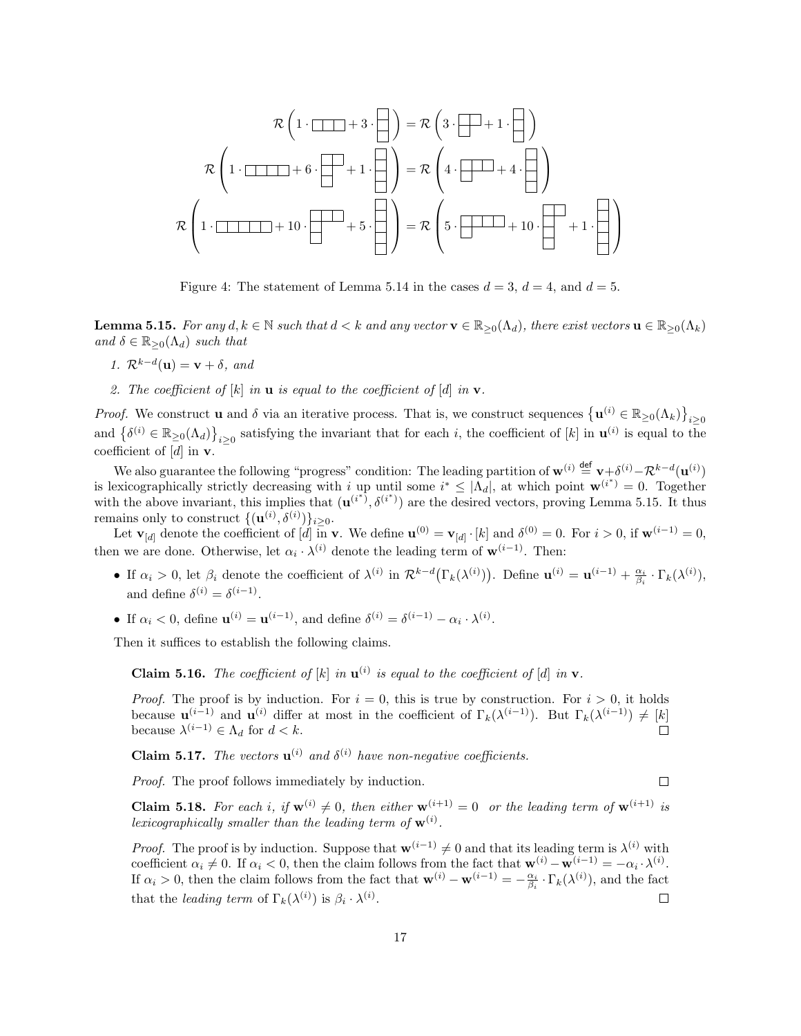$$\mathcal{R}\left(1 \cdot (3) + 3 \cdot (1,1,1)\right) = \mathcal{R}\left(3 \cdot (2,1) + 1 \cdot (1,1,1)\right)$$

$$\mathcal{R}\left(1 \cdot (4) + 6 \cdot (2,1,1) + 1 \cdot (1,1,1,1)\right) = \mathcal{R}\left(4 \cdot (3,1) + 4 \cdot (1,1,1,1)\right)$$

$$\mathcal{R}\left(1 \cdot (5) + 10 \cdot (3,1,1) + 5 \cdot (1,1,1,1,1)\right) = \mathcal{R}\left(5 \cdot (4,1) + 10 \cdot (2,1,1,1) + 1 \cdot (1,1,1,1,1)\right)$$

Figure 4: The statement of Lemma 5.14 in the cases $d = 3$, $d = 4$, and $d = 5$.

**Lemma 5.15.** *For any $d, k \in \mathbb{N}$ such that $d < k$ and any vector $\mathbf{v} \in \mathbb{R}_{\geq 0}(\Lambda_d)$, there exist vectors $\mathbf{u} \in \mathbb{R}_{\geq 0}(\Lambda_k)$ and $\delta \in \mathbb{R}_{\geq 0}(\Lambda_d)$ such that*

1. *$\mathcal{R}^{k-d}(\mathbf{u}) = \mathbf{v} + \delta$, and*
2. *The coefficient of $[k]$ in $\mathbf{u}$ is equal to the coefficient of $[d]$ in $\mathbf{v}$.*

*Proof.* We construct $\mathbf{u}$ and $\delta$ via an iterative process. That is, we construct sequences $\left\{\mathbf{u}^{(i)} \in \mathbb{R}_{\geq 0}(\Lambda_k)\right\}_{i \geq 0}$ and $\left\{\delta^{(i)} \in \mathbb{R}_{\geq 0}(\Lambda_d)\right\}_{i \geq 0}$ satisfying the invariant that for each $i$, the coefficient of $[k]$ in $\mathbf{u}^{(i)}$ is equal to the coefficient of $[d]$ in $\mathbf{v}$.

We also guarantee the following "progress" condition: The leading partition of $\mathbf{w}^{(i)} \stackrel{\text{def}}{=} \mathbf{v} + \delta^{(i)} - \mathcal{R}^{k-d}(\mathbf{u}^{(i)})$ is lexicographically strictly decreasing with $i$ up until some $i^* \leq |\Lambda_d|$, at which point $\mathbf{w}^{(i^*)} = 0$. Together with the above invariant, this implies that $(\mathbf{u}^{(i^*)}, \delta^{(i^*)})$ are the desired vectors, proving Lemma 5.15. It thus remains only to construct $\{(\mathbf{u}^{(i)}, \delta^{(i)})\}_{i \geq 0}$.

Let $\mathbf{v}_{[d]}$ denote the coefficient of $[d]$ in $\mathbf{v}$. We define $\mathbf{u}^{(0)} = \mathbf{v}_{[d]} \cdot [k]$ and $\delta^{(0)} = 0$. For $i > 0$, if $\mathbf{w}^{(i-1)} = 0$, then we are done. Otherwise, let $\alpha_i \cdot \lambda^{(i)}$ denote the leading term of $\mathbf{w}^{(i-1)}$. Then:

- If $\alpha_i > 0$, let $\beta_i$ denote the coefficient of $\lambda^{(i)}$ in $\mathcal{R}^{k-d}\big(\Gamma_k(\lambda^{(i)})\big)$. Define $\mathbf{u}^{(i)} = \mathbf{u}^{(i-1)} + \frac{\alpha_i}{\beta_i} \cdot \Gamma_k(\lambda^{(i)})$, and define $\delta^{(i)} = \delta^{(i-1)}$.
- If $\alpha_i < 0$, define $\mathbf{u}^{(i)} = \mathbf{u}^{(i-1)}$, and define $\delta^{(i)} = \delta^{(i-1)} - \alpha_i \cdot \lambda^{(i)}$.

Then it suffices to establish the following claims.

> **Claim 5.16.** *The coefficient of $[k]$ in $\mathbf{u}^{(i)}$ is equal to the coefficient of $[d]$ in $\mathbf{v}$.*
>
> *Proof.* The proof is by induction. For $i = 0$, this is true by construction. For $i > 0$, it holds because $\mathbf{u}^{(i-1)}$ and $\mathbf{u}^{(i)}$ differ at most in the coefficient of $\Gamma_k(\lambda^{(i-1)})$. But $\Gamma_k(\lambda^{(i-1)}) \neq [k]$ because $\lambda^{(i-1)} \in \Lambda_d$ for $d < k$. ◻
>
> **Claim 5.17.** *The vectors $\mathbf{u}^{(i)}$ and $\delta^{(i)}$ have non-negative coefficients.*
>
> *Proof.* The proof follows immediately by induction. ◻
>
> **Claim 5.18.** *For each $i$, if $\mathbf{w}^{(i)} \neq 0$, then either $\mathbf{w}^{(i+1)} = 0$ or the leading term of $\mathbf{w}^{(i+1)}$ is lexicographically smaller than the leading term of $\mathbf{w}^{(i)}$.*
>
> *Proof.* The proof is by induction. Suppose that $\mathbf{w}^{(i-1)} \neq 0$ and that its leading term is $\lambda^{(i)}$ with coefficient $\alpha_i \neq 0$. If $\alpha_i < 0$, then the claim follows from the fact that $\mathbf{w}^{(i)} - \mathbf{w}^{(i-1)} = -\alpha_i \cdot \lambda^{(i)}$. If $\alpha_i > 0$, then the claim follows from the fact that $\mathbf{w}^{(i)} - \mathbf{w}^{(i-1)} = -\frac{\alpha_i}{\beta_i} \cdot \Gamma_k(\lambda^{(i)})$, and the fact that the *leading term* of $\Gamma_k(\lambda^{(i)})$ is $\beta_i \cdot \lambda^{(i)}$. ◻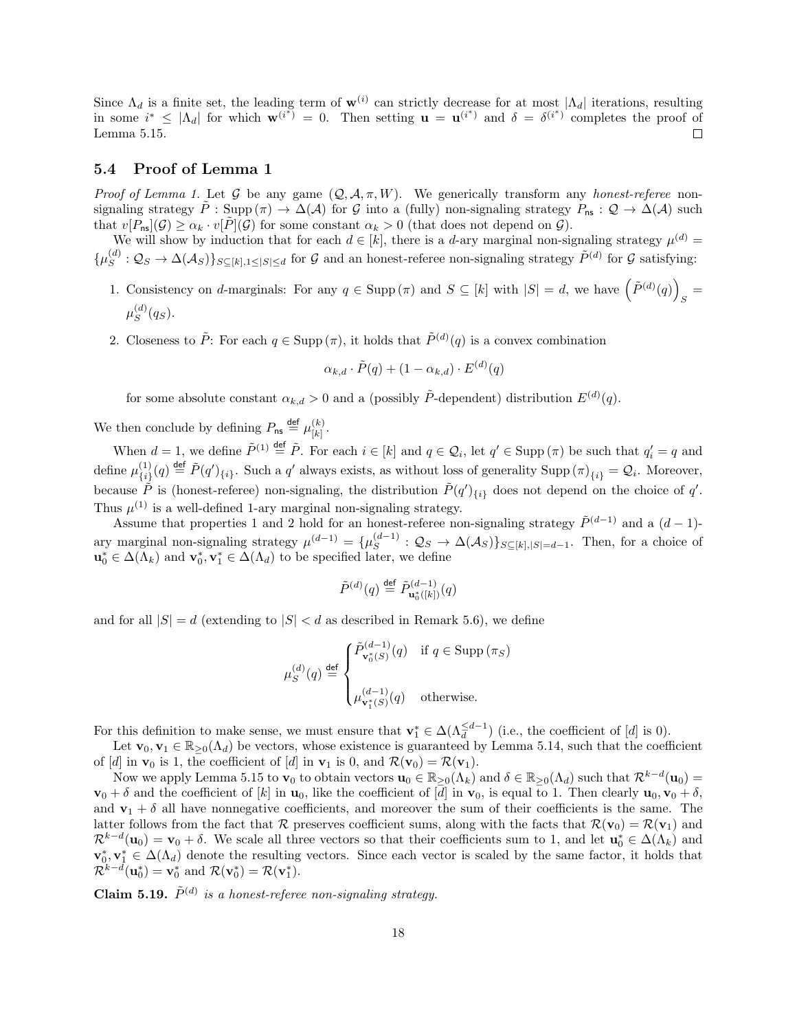Since $\Lambda_d$ is a finite set, the leading term of $\mathbf{w}^{(i)}$ can strictly decrease for at most $|\Lambda_d|$ iterations, resulting in some $i^* \le |\Lambda_d|$ for which $\mathbf{w}^{(i^*)} = 0$. Then setting $\mathbf{u} = \mathbf{u}^{(i^*)}$ and $\delta = \delta^{(i^*)}$ completes the proof of Lemma 5.15. ◻

## 5.4 Proof of Lemma 1

*Proof of Lemma 1.* Let $\mathcal{G}$ be any game $(\mathcal{Q}, \mathcal{A}, \pi, W)$. We generically transform any *honest-referee* non-signaling strategy $\tilde{P} : \mathrm{Supp}(\pi) \to \Delta(\mathcal{A})$ for $\mathcal{G}$ into a (fully) non-signaling strategy $P_{\mathsf{ns}} : \mathcal{Q} \to \Delta(\mathcal{A})$ such that $v[P_{\mathsf{ns}}](\mathcal{G}) \ge \alpha_k \cdot v[\tilde{P}](\mathcal{G})$ for some constant $\alpha_k > 0$ (that does not depend on $\mathcal{G}$).

We will show by induction that for each $d \in [k]$, there is a $d$-ary marginal non-signaling strategy $\mu^{(d)} = \{\mu_S^{(d)} : \mathcal{Q}_S \to \Delta(\mathcal{A}_S)\}_{S \subseteq [k], 1 \le |S| \le d}$ for $\mathcal{G}$ and an honest-referee non-signaling strategy $\tilde{P}^{(d)}$ for $\mathcal{G}$ satisfying:

1. Consistency on $d$-marginals: For any $q \in \mathrm{Supp}(\pi)$ and $S \subseteq [k]$ with $|S| = d$, we have $\left(\tilde{P}^{(d)}(q)\right)_S = \mu_S^{(d)}(q_S)$.
2. Closeness to $\tilde{P}$: For each $q \in \mathrm{Supp}(\pi)$, it holds that $\tilde{P}^{(d)}(q)$ is a convex combination
$$\alpha_{k,d} \cdot \tilde{P}(q) + (1 - \alpha_{k,d}) \cdot E^{(d)}(q)$$
for some absolute constant $\alpha_{k,d} > 0$ and a (possibly $\tilde{P}$-dependent) distribution $E^{(d)}(q)$.

We then conclude by defining $P_{\mathsf{ns}} \stackrel{\mathsf{def}}{=} \mu_{[k]}^{(k)}$.

When $d = 1$, we define $\tilde{P}^{(1)} \stackrel{\mathsf{def}}{=} \tilde{P}$. For each $i \in [k]$ and $q \in \mathcal{Q}_i$, let $q' \in \mathrm{Supp}(\pi)$ be such that $q'_i = q$ and define $\mu_{\{i\}}^{(1)}(q) \stackrel{\mathsf{def}}{=} \tilde{P}(q')_{\{i\}}$. Such a $q'$ always exists, as without loss of generality $\mathrm{Supp}(\pi)_{\{i\}} = \mathcal{Q}_i$. Moreover, because $\tilde{P}$ is (honest-referee) non-signaling, the distribution $\tilde{P}(q')_{\{i\}}$ does not depend on the choice of $q'$. Thus $\mu^{(1)}$ is a well-defined 1-ary marginal non-signaling strategy.

Assume that properties 1 and 2 hold for an honest-referee non-signaling strategy $\tilde{P}^{(d-1)}$ and a $(d-1)$-ary marginal non-signaling strategy $\mu^{(d-1)} = \{\mu_S^{(d-1)} : \mathcal{Q}_S \to \Delta(\mathcal{A}_S)\}_{S \subseteq [k], |S| = d-1}$. Then, for a choice of $\mathbf{u}_0^* \in \Delta(\Lambda_k)$ and $\mathbf{v}_0^*, \mathbf{v}_1^* \in \Delta(\Lambda_d)$ to be specified later, we define

$$\tilde{P}^{(d)}(q) \stackrel{\mathsf{def}}{=} \tilde{P}^{(d-1)}_{\mathbf{u}_0^*([k])}(q)$$

and for all $|S| = d$ (extending to $|S| < d$ as described in Remark 5.6), we define

$$\mu_S^{(d)}(q) \stackrel{\mathsf{def}}{=} \begin{cases} \tilde{P}^{(d-1)}_{\mathbf{v}_0^*(S)}(q) & \text{if } q \in \mathrm{Supp}(\pi_S) \\ \\ \mu^{(d-1)}_{\mathbf{v}_1^*(S)}(q) & \text{otherwise.} \end{cases}$$

For this definition to make sense, we must ensure that $\mathbf{v}_1^* \in \Delta(\Lambda_d^{\le d-1})$ (i.e., the coefficient of $[d]$ is 0).

Let $\mathbf{v}_0, \mathbf{v}_1 \in \mathbb{R}_{\ge 0}(\Lambda_d)$ be vectors, whose existence is guaranteed by Lemma 5.14, such that the coefficient of $[d]$ in $\mathbf{v}_0$ is 1, the coefficient of $[d]$ in $\mathbf{v}_1$ is 0, and $\mathcal{R}(\mathbf{v}_0) = \mathcal{R}(\mathbf{v}_1)$.

Now we apply Lemma 5.15 to $\mathbf{v}_0$ to obtain vectors $\mathbf{u}_0 \in \mathbb{R}_{\ge 0}(\Lambda_k)$ and $\delta \in \mathbb{R}_{\ge 0}(\Lambda_d)$ such that $\mathcal{R}^{k-d}(\mathbf{u}_0) = \mathbf{v}_0 + \delta$ and the coefficient of $[k]$ in $\mathbf{u}_0$, like the coefficient of $[d]$ in $\mathbf{v}_0$, is equal to 1. Then clearly $\mathbf{u}_0, \mathbf{v}_0 + \delta$, and $\mathbf{v}_1 + \delta$ all have nonnegative coefficients, and moreover the sum of their coefficients is the same. The latter follows from the fact that $\mathcal{R}$ preserves coefficient sums, along with the facts that $\mathcal{R}(\mathbf{v}_0) = \mathcal{R}(\mathbf{v}_1)$ and $\mathcal{R}^{k-d}(\mathbf{u}_0) = \mathbf{v}_0 + \delta$. We scale all three vectors so that their coefficients sum to 1, and let $\mathbf{u}_0^* \in \Delta(\Lambda_k)$ and $\mathbf{v}_0^*, \mathbf{v}_1^* \in \Delta(\Lambda_d)$ denote the resulting vectors. Since each vector is scaled by the same factor, it holds that $\mathcal{R}^{k-d}(\mathbf{u}_0^*) = \mathbf{v}_0^*$ and $\mathcal{R}(\mathbf{v}_0^*) = \mathcal{R}(\mathbf{v}_1^*)$.

**Claim 5.19.** *$\tilde{P}^{(d)}$ is a honest-referee non-signaling strategy.*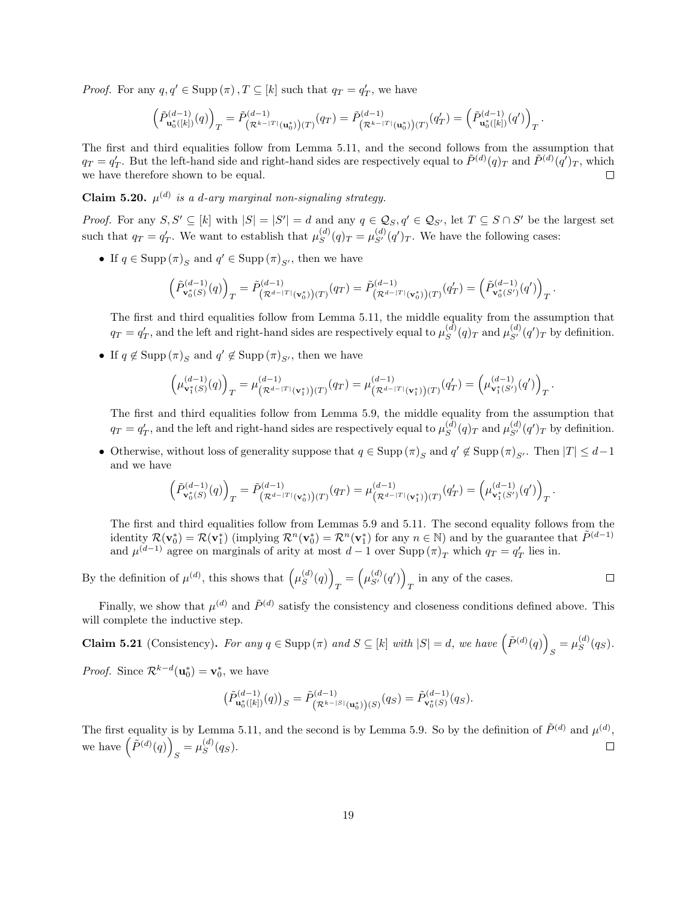*Proof.* For any $q, q' \in \mathrm{Supp}(\pi), T \subseteq [k]$ such that $q_T = q'_T$, we have

$$\left(\tilde{P}^{(d-1)}_{\mathbf{u}_0^*([k])}(q)\right)_T = \tilde{P}^{(d-1)}_{\left(\mathcal{R}^{k-|T|}(\mathbf{u}_0^*)\right)(T)}(q_T) = \tilde{P}^{(d-1)}_{\left(\mathcal{R}^{k-|T|}(\mathbf{u}_0^*)\right)(T)}(q'_T) = \left(\tilde{P}^{(d-1)}_{\mathbf{u}_0^*([k])}(q')\right)_T.$$

The first and third equalities follow from Lemma 5.11, and the second follows from the assumption that $q_T = q'_T$. But the left-hand side and right-hand sides are respectively equal to $\tilde{P}^{(d)}(q)_T$ and $\tilde{P}^{(d)}(q')_T$, which we have therefore shown to be equal. $\square$

**Claim 5.20.** *$\mu^{(d)}$ is a $d$-ary marginal non-signaling strategy.*

*Proof.* For any $S, S' \subseteq [k]$ with $|S| = |S'| = d$ and any $q \in \mathcal{Q}_S, q' \in \mathcal{Q}_{S'}$, let $T \subseteq S \cap S'$ be the largest set such that $q_T = q'_T$. We want to establish that $\mu_S^{(d)}(q)_T = \mu_{S'}^{(d)}(q')_T$. We have the following cases:

- If $q \in \mathrm{Supp}(\pi)_S$ and $q' \in \mathrm{Supp}(\pi)_{S'}$, then we have

$$\left(\tilde{P}^{(d-1)}_{\mathbf{v}_0^*(S)}(q)\right)_T = \tilde{P}^{(d-1)}_{\left(\mathcal{R}^{d-|T|}(\mathbf{v}_0^*)\right)(T)}(q_T) = \tilde{P}^{(d-1)}_{\left(\mathcal{R}^{d-|T|}(\mathbf{v}_0^*)\right)(T)}(q'_T) = \left(\tilde{P}^{(d-1)}_{\mathbf{v}_0^*(S')}(q')\right)_T.$$

  The first and third equalities follow from Lemma 5.11, the middle equality from the assumption that $q_T = q'_T$, and the left and right-hand sides are respectively equal to $\mu_S^{(d)}(q)_T$ and $\mu_{S'}^{(d)}(q')_T$ by definition.

- If $q \notin \mathrm{Supp}(\pi)_S$ and $q' \notin \mathrm{Supp}(\pi)_{S'}$, then we have

$$\left(\mu^{(d-1)}_{\mathbf{v}_1^*(S)}(q)\right)_T = \mu^{(d-1)}_{\left(\mathcal{R}^{d-|T|}(\mathbf{v}_1^*)\right)(T)}(q_T) = \mu^{(d-1)}_{\left(\mathcal{R}^{d-|T|}(\mathbf{v}_1^*)\right)(T)}(q'_T) = \left(\mu^{(d-1)}_{\mathbf{v}_1^*(S')}(q')\right)_T.$$

  The first and third equalities follow from Lemma 5.9, the middle equality from the assumption that $q_T = q'_T$, and the left and right-hand sides are respectively equal to $\mu_S^{(d)}(q)_T$ and $\mu_{S'}^{(d)}(q')_T$ by definition.

- Otherwise, without loss of generality suppose that $q \in \mathrm{Supp}(\pi)_S$ and $q' \notin \mathrm{Supp}(\pi)_{S'}$. Then $|T| \leq d-1$ and we have

$$\left(\tilde{P}^{(d-1)}_{\mathbf{v}_0^*(S)}(q)\right)_T = \tilde{P}^{(d-1)}_{\left(\mathcal{R}^{d-|T|}(\mathbf{v}_0^*)\right)(T)}(q_T) = \mu^{(d-1)}_{\left(\mathcal{R}^{d-|T|}(\mathbf{v}_1^*)\right)(T)}(q'_T) = \left(\mu^{(d-1)}_{\mathbf{v}_1^*(S')}(q')\right)_T.$$

  The first and third equalities follow from Lemmas 5.9 and 5.11. The second equality follows from the identity $\mathcal{R}(\mathbf{v}_0^*) = \mathcal{R}(\mathbf{v}_1^*)$ (implying $\mathcal{R}^n(\mathbf{v}_0^*) = \mathcal{R}^n(\mathbf{v}_1^*)$ for any $n \in \mathbb{N}$) and by the guarantee that $\tilde{P}^{(d-1)}$ and $\mu^{(d-1)}$ agree on marginals of arity at most $d-1$ over $\mathrm{Supp}(\pi)_T$ which $q_T = q'_T$ lies in.

By the definition of $\mu^{(d)}$, this shows that $\left(\mu_S^{(d)}(q)\right)_T = \left(\mu_{S'}^{(d)}(q')\right)_T$ in any of the cases. $\square$

Finally, we show that $\mu^{(d)}$ and $\tilde{P}^{(d)}$ satisfy the consistency and closeness conditions defined above. This will complete the inductive step.

**Claim 5.21** (Consistency)**.** *For any $q \in \mathrm{Supp}(\pi)$ and $S \subseteq [k]$ with $|S| = d$, we have $\left(\tilde{P}^{(d)}(q)\right)_S = \mu_S^{(d)}(q_S)$.*

*Proof.* Since $\mathcal{R}^{k-d}(\mathbf{u}_0^*) = \mathbf{v}_0^*$, we have

$$\left(\tilde{P}^{(d-1)}_{\mathbf{u}_0^*([k])}(q)\right)_S = \tilde{P}^{(d-1)}_{\left(\mathcal{R}^{k-|S|}(\mathbf{u}_0^*)\right)(S)}(q_S) = \tilde{P}^{(d-1)}_{\mathbf{v}_0^*(S)}(q_S).$$

The first equality is by Lemma 5.11, and the second is by Lemma 5.9. So by the definition of $\tilde{P}^{(d)}$ and $\mu^{(d)}$, we have $\left(\tilde{P}^{(d)}(q)\right)_S = \mu_S^{(d)}(q_S)$. $\square$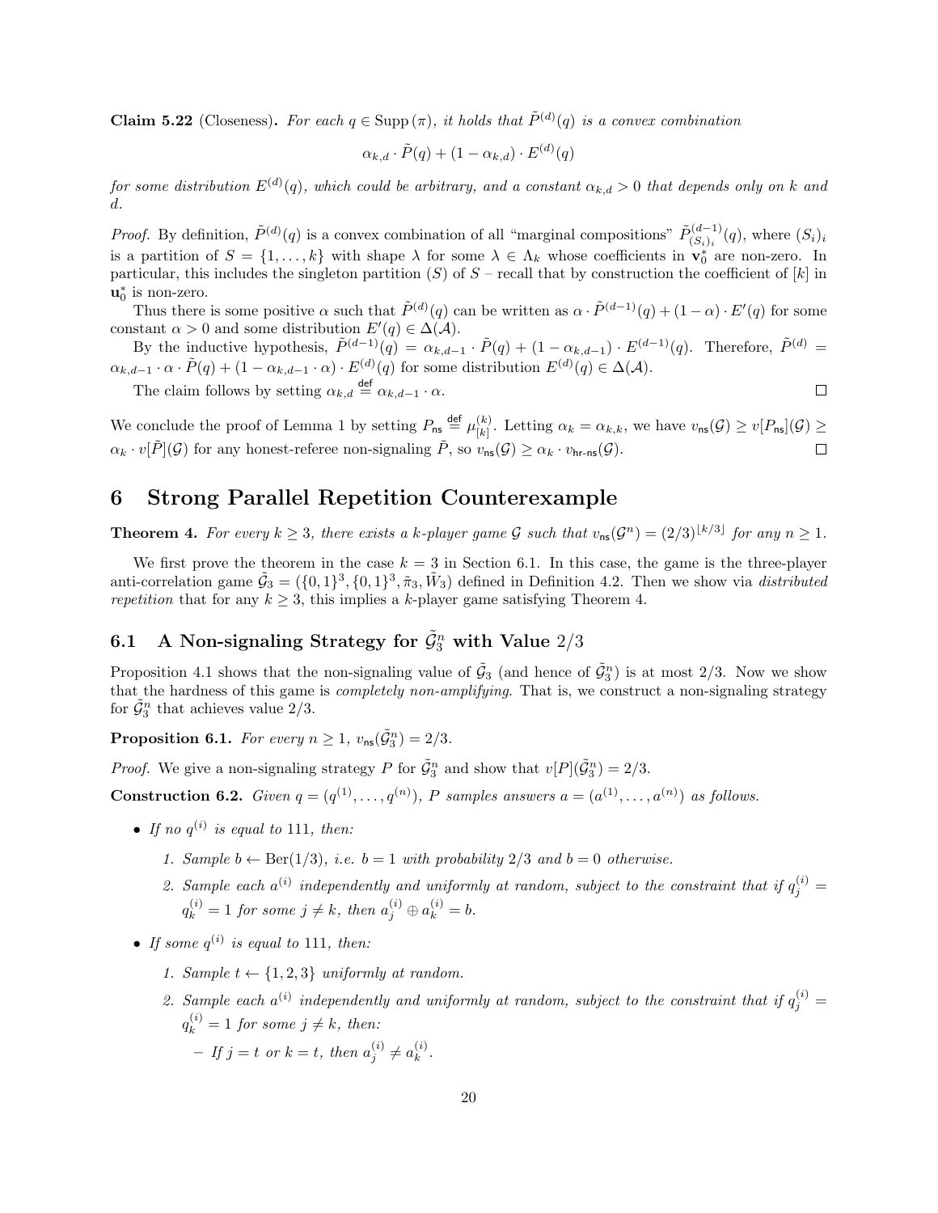**Claim 5.22** (Closeness)**.** *For each $q \in \mathrm{Supp}(\pi)$, it holds that $\tilde{P}^{(d)}(q)$ is a convex combination*

$$\alpha_{k,d} \cdot \tilde{P}(q) + (1 - \alpha_{k,d}) \cdot E^{(d)}(q)$$

*for some distribution $E^{(d)}(q)$, which could be arbitrary, and a constant $\alpha_{k,d} > 0$ that depends only on $k$ and $d$.*

*Proof.* By definition, $\tilde{P}^{(d)}(q)$ is a convex combination of all "marginal compositions" $\tilde{P}^{(d-1)}_{(S_i)_i}(q)$, where $(S_i)_i$ is a partition of $S = \{1, \ldots, k\}$ with shape $\lambda$ for some $\lambda \in \Lambda_k$ whose coefficients in $\mathbf{v}_0^*$ are non-zero. In particular, this includes the singleton partition $(S)$ of $S$ – recall that by construction the coefficient of $[k]$ in $\mathbf{u}_0^*$ is non-zero.

Thus there is some positive $\alpha$ such that $\tilde{P}^{(d)}(q)$ can be written as $\alpha \cdot \tilde{P}^{(d-1)}(q) + (1-\alpha) \cdot E'(q)$ for some constant $\alpha > 0$ and some distribution $E'(q) \in \Delta(\mathcal{A})$.

By the inductive hypothesis, $\tilde{P}^{(d-1)}(q) = \alpha_{k,d-1} \cdot \tilde{P}(q) + (1 - \alpha_{k,d-1}) \cdot E^{(d-1)}(q)$. Therefore, $\tilde{P}^{(d)} = \alpha_{k,d-1} \cdot \alpha \cdot \tilde{P}(q) + (1 - \alpha_{k,d-1} \cdot \alpha) \cdot E^{(d)}(q)$ for some distribution $E^{(d)}(q) \in \Delta(\mathcal{A})$.

The claim follows by setting $\alpha_{k,d} \stackrel{\mathsf{def}}{=} \alpha_{k,d-1} \cdot \alpha$. □

We conclude the proof of Lemma 1 by setting $P_{\mathsf{ns}} \stackrel{\mathsf{def}}{=} \mu^{(k)}_{[k]}$. Letting $\alpha_k = \alpha_{k,k}$, we have $v_{\mathsf{ns}}(\mathcal{G}) \geq v[P_{\mathsf{ns}}](\mathcal{G}) \geq \alpha_k \cdot v[\tilde{P}](\mathcal{G})$ for any honest-referee non-signaling $\tilde{P}$, so $v_{\mathsf{ns}}(\mathcal{G}) \geq \alpha_k \cdot v_{\mathsf{hr\text{-}ns}}(\mathcal{G})$. □

# 6 Strong Parallel Repetition Counterexample

**Theorem 4.** *For every $k \geq 3$, there exists a $k$-player game $\mathcal{G}$ such that $v_{\mathsf{ns}}(\mathcal{G}^n) = (2/3)^{\lfloor k/3 \rfloor}$ for any $n \geq 1$.*

We first prove the theorem in the case $k = 3$ in Section 6.1. In this case, the game is the three-player anti-correlation game $\tilde{\mathcal{G}}_3 = (\{0,1\}^3, \{0,1\}^3, \tilde{\pi}_3, \tilde{W}_3)$ defined in Definition 4.2. Then we show via *distributed repetition* that for any $k \geq 3$, this implies a $k$-player game satisfying Theorem 4.

## 6.1 A Non-signaling Strategy for $\tilde{\mathcal{G}}_3^n$ with Value $2/3$

Proposition 4.1 shows that the non-signaling value of $\tilde{\mathcal{G}}_3$ (and hence of $\tilde{\mathcal{G}}_3^n$) is at most $2/3$. Now we show that the hardness of this game is *completely non-amplifying*. That is, we construct a non-signaling strategy for $\tilde{\mathcal{G}}_3^n$ that achieves value $2/3$.

**Proposition 6.1.** *For every $n \geq 1$, $v_{\mathsf{ns}}(\tilde{\mathcal{G}}_3^n) = 2/3$.*

*Proof.* We give a non-signaling strategy $P$ for $\tilde{\mathcal{G}}_3^n$ and show that $v[P](\tilde{\mathcal{G}}_3^n) = 2/3$.

**Construction 6.2.** *Given $q = (q^{(1)}, \ldots, q^{(n)})$, $P$ samples answers $a = (a^{(1)}, \ldots, a^{(n)})$ as follows.*

- *If no $q^{(i)}$ is equal to 111, then:*
  1. *Sample $b \leftarrow \mathrm{Ber}(1/3)$, i.e. $b = 1$ with probability $2/3$ and $b = 0$ otherwise.*
  2. *Sample each $a^{(i)}$ independently and uniformly at random, subject to the constraint that if $q^{(i)}_j = q^{(i)}_k = 1$ for some $j \neq k$, then $a^{(i)}_j \oplus a^{(i)}_k = b$.*
- *If some $q^{(i)}$ is equal to 111, then:*
  1. *Sample $t \leftarrow \{1, 2, 3\}$ uniformly at random.*
  2. *Sample each $a^{(i)}$ independently and uniformly at random, subject to the constraint that if $q^{(i)}_j = q^{(i)}_k = 1$ for some $j \neq k$, then:*
     - *If $j = t$ or $k = t$, then $a^{(i)}_j \neq a^{(i)}_k$.*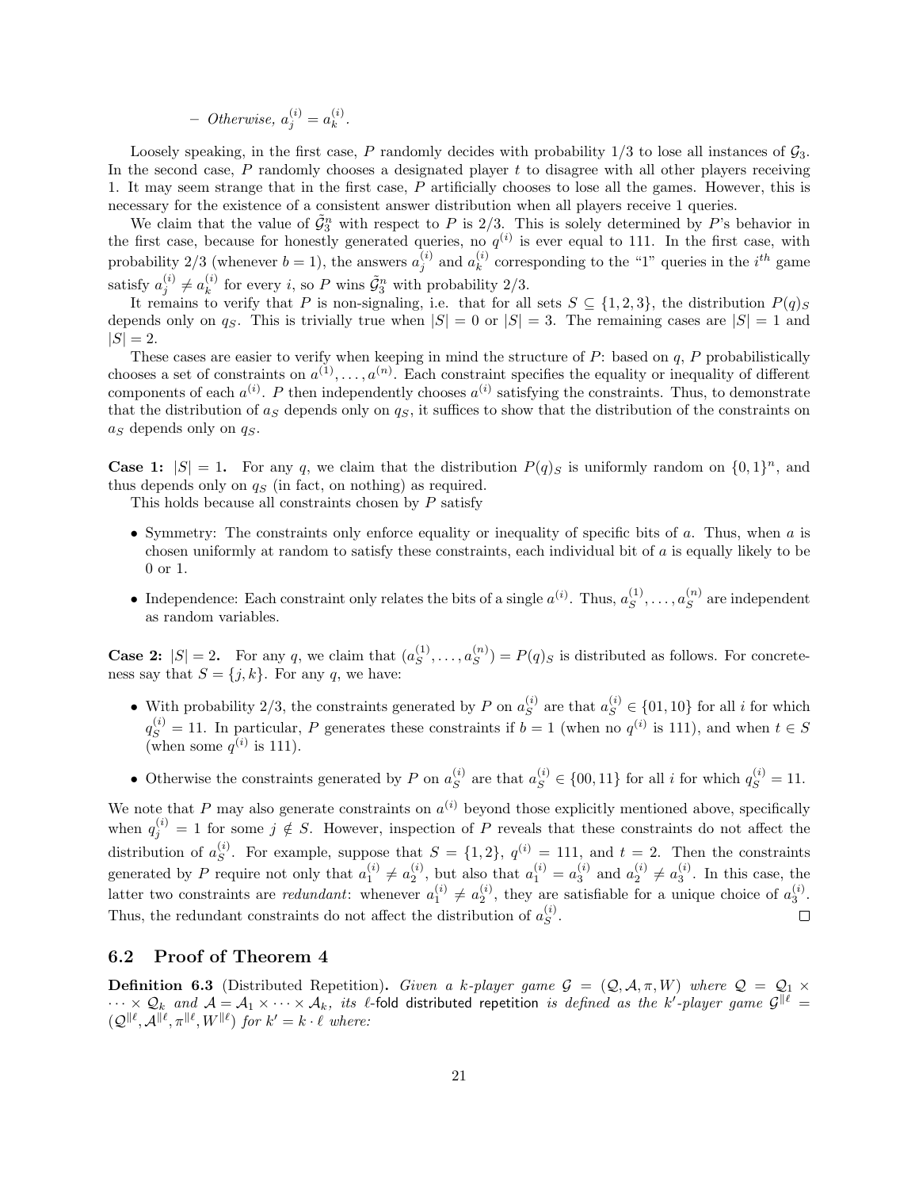– *Otherwise,* $a_j^{(i)} = a_k^{(i)}$.

Loosely speaking, in the first case, $P$ randomly decides with probability 1/3 to lose all instances of $\mathcal{G}_3$. In the second case, $P$ randomly chooses a designated player $t$ to disagree with all other players receiving 1. It may seem strange that in the first case, $P$ artificially chooses to lose all the games. However, this is necessary for the existence of a consistent answer distribution when all players receive 1 queries.

We claim that the value of $\tilde{\mathcal{G}}_3^n$ with respect to $P$ is 2/3. This is solely determined by $P$'s behavior in the first case, because for honestly generated queries, no $q^{(i)}$ is ever equal to 111. In the first case, with probability 2/3 (whenever $b = 1$), the answers $a_j^{(i)}$ and $a_k^{(i)}$ corresponding to the "1" queries in the $i^{th}$ game satisfy $a_j^{(i)} \neq a_k^{(i)}$ for every $i$, so $P$ wins $\tilde{\mathcal{G}}_3^n$ with probability 2/3.

It remains to verify that $P$ is non-signaling, i.e. that for all sets $S \subseteq \{1, 2, 3\}$, the distribution $P(q)_S$ depends only on $q_S$. This is trivially true when $|S| = 0$ or $|S| = 3$. The remaining cases are $|S| = 1$ and $|S| = 2$.

These cases are easier to verify when keeping in mind the structure of $P$: based on $q$, $P$ probabilistically chooses a set of constraints on $a^{(1)}, \ldots, a^{(n)}$. Each constraint specifies the equality or inequality of different components of each $a^{(i)}$. $P$ then independently chooses $a^{(i)}$ satisfying the constraints. Thus, to demonstrate that the distribution of $a_S$ depends only on $q_S$, it suffices to show that the distribution of the constraints on $a_S$ depends only on $q_S$.

**Case 1: $|S| = 1$.** For any $q$, we claim that the distribution $P(q)_S$ is uniformly random on $\{0, 1\}^n$, and thus depends only on $q_S$ (in fact, on nothing) as required.

This holds because all constraints chosen by $P$ satisfy

- Symmetry: The constraints only enforce equality or inequality of specific bits of $a$. Thus, when $a$ is chosen uniformly at random to satisfy these constraints, each individual bit of $a$ is equally likely to be 0 or 1.
- Independence: Each constraint only relates the bits of a single $a^{(i)}$. Thus, $a_S^{(1)}, \ldots, a_S^{(n)}$ are independent as random variables.

**Case 2: $|S| = 2$.** For any $q$, we claim that $(a_S^{(1)}, \ldots, a_S^{(n)}) = P(q)_S$ is distributed as follows. For concreteness say that $S = \{j, k\}$. For any $q$, we have:

- With probability 2/3, the constraints generated by $P$ on $a_S^{(i)}$ are that $a_S^{(i)} \in \{01, 10\}$ for all $i$ for which $q_S^{(i)} = 11$. In particular, $P$ generates these constraints if $b = 1$ (when no $q^{(i)}$ is 111), and when $t \in S$ (when some $q^{(i)}$ is 111).
- Otherwise the constraints generated by $P$ on $a_S^{(i)}$ are that $a_S^{(i)} \in \{00, 11\}$ for all $i$ for which $q_S^{(i)} = 11$.

We note that $P$ may also generate constraints on $a^{(i)}$ beyond those explicitly mentioned above, specifically when $q_j^{(i)} = 1$ for some $j \notin S$. However, inspection of $P$ reveals that these constraints do not affect the distribution of $a_S^{(i)}$. For example, suppose that $S = \{1, 2\}$, $q^{(i)} = 111$, and $t = 2$. Then the constraints generated by $P$ require not only that $a_1^{(i)} \neq a_2^{(i)}$, but also that $a_1^{(i)} = a_3^{(i)}$ and $a_2^{(i)} \neq a_3^{(i)}$. In this case, the latter two constraints are *redundant*: whenever $a_1^{(i)} \neq a_2^{(i)}$, they are satisfiable for a unique choice of $a_3^{(i)}$. Thus, the redundant constraints do not affect the distribution of $a_S^{(i)}$. □

## 6.2 Proof of Theorem 4

**Definition 6.3** (Distributed Repetition)**.** *Given a $k$-player game $\mathcal{G} = (\mathcal{Q}, \mathcal{A}, \pi, W)$ where $\mathcal{Q} = \mathcal{Q}_1 \times \cdots \times \mathcal{Q}_k$ and $\mathcal{A} = \mathcal{A}_1 \times \cdots \times \mathcal{A}_k$, its* $\ell$-fold distributed repetition *is defined as the $k'$-player game $\mathcal{G}^{\|\ell} = (\mathcal{Q}^{\|\ell}, \mathcal{A}^{\|\ell}, \pi^{\|\ell}, W^{\|\ell})$ for $k' = k \cdot \ell$ where:*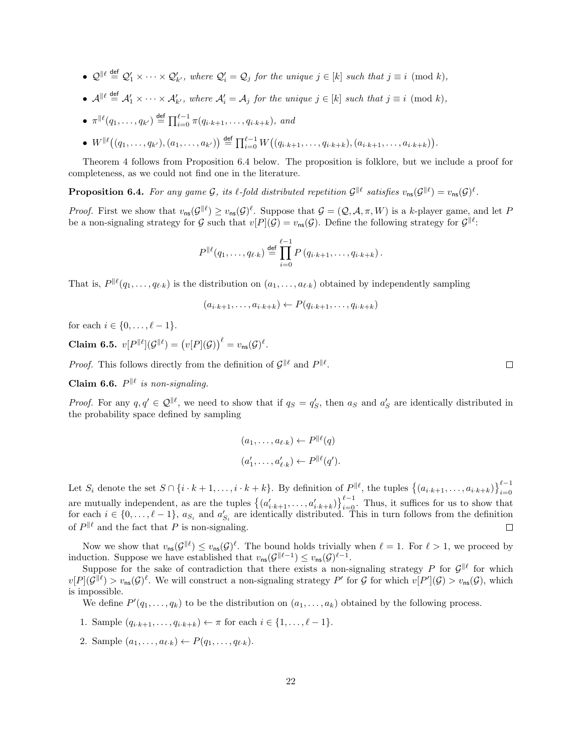- $\mathcal{Q}^{\|\ell} \stackrel{\mathsf{def}}{=} \mathcal{Q}'_1 \times \cdots \times \mathcal{Q}'_{k'}$, *where* $\mathcal{Q}'_i = \mathcal{Q}_j$ *for the unique* $j \in [k]$ *such that* $j \equiv i \pmod{k}$,
- $\mathcal{A}^{\|\ell} \stackrel{\mathsf{def}}{=} \mathcal{A}'_1 \times \cdots \times \mathcal{A}'_{k'}$, *where* $\mathcal{A}'_i = \mathcal{A}_j$ *for the unique* $j \in [k]$ *such that* $j \equiv i \pmod{k}$,
- $\pi^{\|\ell}(q_1, \ldots, q_{k'}) \stackrel{\mathsf{def}}{=} \prod_{i=0}^{\ell-1} \pi(q_{i\cdot k+1}, \ldots, q_{i\cdot k+k})$, *and*
- $W^{\|\ell}\big((q_1, \ldots, q_{k'}), (a_1, \ldots, a_{k'})\big) \stackrel{\mathsf{def}}{=} \prod_{i=0}^{\ell-1} W\big((q_{i\cdot k+1}, \ldots, q_{i\cdot k+k}), (a_{i\cdot k+1}, \ldots, a_{i\cdot k+k})\big)$.

Theorem 4 follows from Proposition 6.4 below. The proposition is folklore, but we include a proof for completeness, as we could not find one in the literature.

**Proposition 6.4.** *For any game* $\mathcal{G}$, *its* $\ell$*-fold distributed repetition* $\mathcal{G}^{\|\ell}$ *satisfies* $v_{\mathsf{ns}}(\mathcal{G}^{\|\ell}) = v_{\mathsf{ns}}(\mathcal{G})^{\ell}$.

*Proof.* First we show that $v_{\mathsf{ns}}(\mathcal{G}^{\|\ell}) \geq v_{\mathsf{ns}}(\mathcal{G})^{\ell}$. Suppose that $\mathcal{G} = (\mathcal{Q}, \mathcal{A}, \pi, W)$ is a $k$-player game, and let $P$ be a non-signaling strategy for $\mathcal{G}$ such that $v[P](\mathcal{G}) = v_{\mathsf{ns}}(\mathcal{G})$. Define the following strategy for $\mathcal{G}^{\|\ell}$:

$$P^{\|\ell}(q_1, \ldots, q_{\ell\cdot k}) \stackrel{\mathsf{def}}{=} \prod_{i=0}^{\ell-1} P\left(q_{i\cdot k+1}, \ldots, q_{i\cdot k+k}\right).$$

That is, $P^{\|\ell}(q_1, \ldots, q_{\ell\cdot k})$ is the distribution on $(a_1, \ldots, a_{\ell\cdot k})$ obtained by independently sampling

$$(a_{i\cdot k+1}, \ldots, a_{i\cdot k+k}) \leftarrow P(q_{i\cdot k+1}, \ldots, q_{i\cdot k+k})$$

for each $i \in \{0, \ldots, \ell-1\}$.

**Claim 6.5.** $v[P^{\|\ell}](\mathcal{G}^{\|\ell}) = \big(v[P](\mathcal{G})\big)^{\ell} = v_{\mathsf{ns}}(\mathcal{G})^{\ell}$.

*Proof.* This follows directly from the definition of $\mathcal{G}^{\|\ell}$ and $P^{\|\ell}$. ◻

**Claim 6.6.** $P^{\|\ell}$ *is non-signaling.*

*Proof.* For any $q, q' \in \mathcal{Q}^{\|\ell}$, we need to show that if $q_S = q'_S$, then $a_S$ and $a'_S$ are identically distributed in the probability space defined by sampling

$$(a_1, \ldots, a_{\ell\cdot k}) \leftarrow P^{\|\ell}(q)$$
$$(a'_1, \ldots, a'_{\ell\cdot k}) \leftarrow P^{\|\ell}(q').$$

Let $S_i$ denote the set $S \cap \{i\cdot k+1, \ldots, i\cdot k+k\}$. By definition of $P^{\|\ell}$, the tuples $\big\{(a_{i\cdot k+1}, \ldots, a_{i\cdot k+k})\big\}_{i=0}^{\ell-1}$ are mutually independent, as are the tuples $\big\{(a'_{i\cdot k+1}, \ldots, a'_{i\cdot k+k})\big\}_{i=0}^{\ell-1}$. Thus, it suffices for us to show that for each $i \in \{0, \ldots, \ell-1\}$, $a_{S_i}$ and $a'_{S_i}$ are identically distributed. This in turn follows from the definition of $P^{\|\ell}$ and the fact that $P$ is non-signaling. ◻

Now we show that $v_{\mathsf{ns}}(\mathcal{G}^{\|\ell}) \leq v_{\mathsf{ns}}(\mathcal{G})^{\ell}$. The bound holds trivially when $\ell = 1$. For $\ell > 1$, we proceed by induction. Suppose we have established that $v_{\mathsf{ns}}(\mathcal{G}^{\|\ell-1}) \leq v_{\mathsf{ns}}(\mathcal{G})^{\ell-1}$.

Suppose for the sake of contradiction that there exists a non-signaling strategy $P$ for $\mathcal{G}^{\|\ell}$ for which $v[P](\mathcal{G}^{\|\ell}) > v_{\mathsf{ns}}(\mathcal{G})^{\ell}$. We will construct a non-signaling strategy $P'$ for $\mathcal{G}$ for which $v[P'](\mathcal{G}) > v_{\mathsf{ns}}(\mathcal{G})$, which is impossible.

We define $P'(q_1, \ldots, q_k)$ to be the distribution on $(a_1, \ldots, a_k)$ obtained by the following process.

1. Sample $(q_{i\cdot k+1}, \ldots, q_{i\cdot k+k}) \leftarrow \pi$ for each $i \in \{1, \ldots, \ell-1\}$.
2. Sample $(a_1, \ldots, a_{\ell\cdot k}) \leftarrow P(q_1, \ldots, q_{\ell\cdot k})$.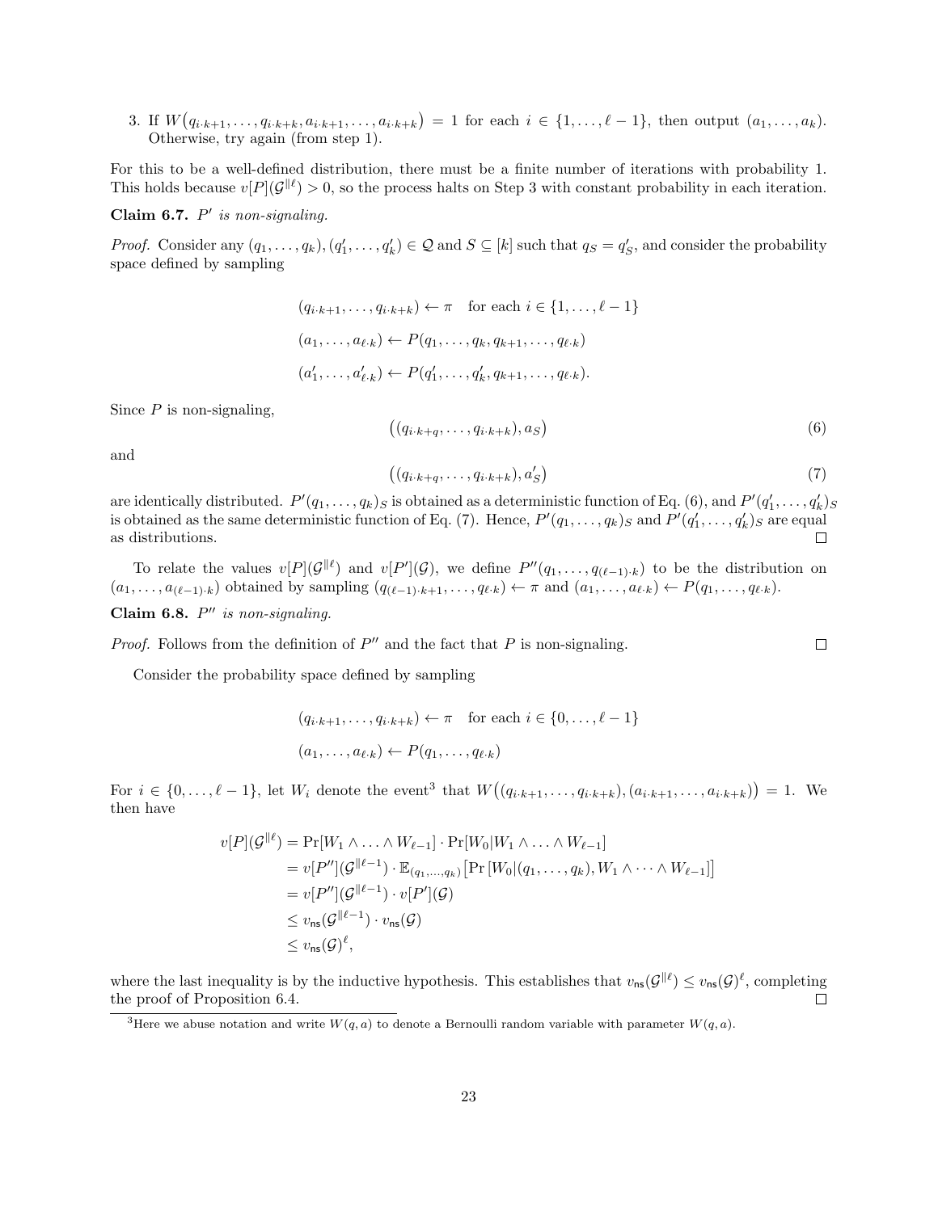3. If $W(q_{i\cdot k+1}, \ldots, q_{i\cdot k+k}, a_{i\cdot k+1}, \ldots, a_{i\cdot k+k}) = 1$ for each $i \in \{1, \ldots, \ell-1\}$, then output $(a_1, \ldots, a_k)$. Otherwise, try again (from step 1).

For this to be a well-defined distribution, there must be a finite number of iterations with probability 1. This holds because $v[P](\mathcal{G}^{\|\ell}) > 0$, so the process halts on Step 3 with constant probability in each iteration.

**Claim 6.7.** *$P'$ is non-signaling.*

*Proof.* Consider any $(q_1, \ldots, q_k), (q'_1, \ldots, q'_k) \in \mathcal{Q}$ and $S \subseteq [k]$ such that $q_S = q'_S$, and consider the probability space defined by sampling

$$(q_{i\cdot k+1}, \ldots, q_{i\cdot k+k}) \leftarrow \pi \quad \text{for each } i \in \{1, \ldots, \ell-1\}$$
$$(a_1, \ldots, a_{\ell\cdot k}) \leftarrow P(q_1, \ldots, q_k, q_{k+1}, \ldots, q_{\ell\cdot k})$$
$$(a'_1, \ldots, a'_{\ell\cdot k}) \leftarrow P(q'_1, \ldots, q'_k, q_{k+1}, \ldots, q_{\ell\cdot k}).$$

Since $P$ is non-signaling,

$$\big((q_{i\cdot k+q}, \ldots, q_{i\cdot k+k}), a_S\big) \tag{6}$$

and

$$\big((q_{i\cdot k+q}, \ldots, q_{i\cdot k+k}), a'_S\big) \tag{7}$$

are identically distributed. $P'(q_1, \ldots, q_k)_S$ is obtained as a deterministic function of Eq. (6), and $P'(q'_1, \ldots, q'_k)_S$ is obtained as the same deterministic function of Eq. (7). Hence, $P'(q_1, \ldots, q_k)_S$ and $P'(q'_1, \ldots, q'_k)_S$ are equal as distributions. $\square$

To relate the values $v[P](\mathcal{G}^{\|\ell})$ and $v[P'](\mathcal{G})$, we define $P''(q_1, \ldots, q_{(\ell-1)\cdot k})$ to be the distribution on $(a_1, \ldots, a_{(\ell-1)\cdot k})$ obtained by sampling $(q_{(\ell-1)\cdot k+1}, \ldots, q_{\ell\cdot k}) \leftarrow \pi$ and $(a_1, \ldots, a_{\ell\cdot k}) \leftarrow P(q_1, \ldots, q_{\ell\cdot k})$.

**Claim 6.8.** *$P''$ is non-signaling.*

*Proof.* Follows from the definition of $P''$ and the fact that $P$ is non-signaling. $\square$

Consider the probability space defined by sampling

$$(q_{i\cdot k+1}, \ldots, q_{i\cdot k+k}) \leftarrow \pi \quad \text{for each } i \in \{0, \ldots, \ell-1\}$$
$$(a_1, \ldots, a_{\ell\cdot k}) \leftarrow P(q_1, \ldots, q_{\ell\cdot k})$$

For $i \in \{0, \ldots, \ell-1\}$, let $W_i$ denote the event[3] that $W\big((q_{i\cdot k+1}, \ldots, q_{i\cdot k+k}), (a_{i\cdot k+1}, \ldots, a_{i\cdot k+k})\big) = 1$. We then have

$$\begin{aligned}
v[P](\mathcal{G}^{\|\ell}) &= \Pr[W_1 \wedge \ldots \wedge W_{\ell-1}] \cdot \Pr[W_0 | W_1 \wedge \ldots \wedge W_{\ell-1}] \\
&= v[P''](\mathcal{G}^{\|\ell-1}) \cdot \mathbb{E}_{(q_1,\ldots,q_k)}\big[\Pr[W_0 | (q_1, \ldots, q_k), W_1 \wedge \cdots \wedge W_{\ell-1}]\big] \\
&= v[P''](\mathcal{G}^{\|\ell-1}) \cdot v[P'](\mathcal{G}) \\
&\leq v_{\mathsf{ns}}(\mathcal{G}^{\|\ell-1}) \cdot v_{\mathsf{ns}}(\mathcal{G}) \\
&\leq v_{\mathsf{ns}}(\mathcal{G})^{\ell},
\end{aligned}$$

where the last inequality is by the inductive hypothesis. This establishes that $v_{\mathsf{ns}}(\mathcal{G}^{\|\ell}) \leq v_{\mathsf{ns}}(\mathcal{G})^{\ell}$, completing the proof of Proposition 6.4. $\square$

[3] Here we abuse notation and write $W(q, a)$ to denote a Bernoulli random variable with parameter $W(q, a)$.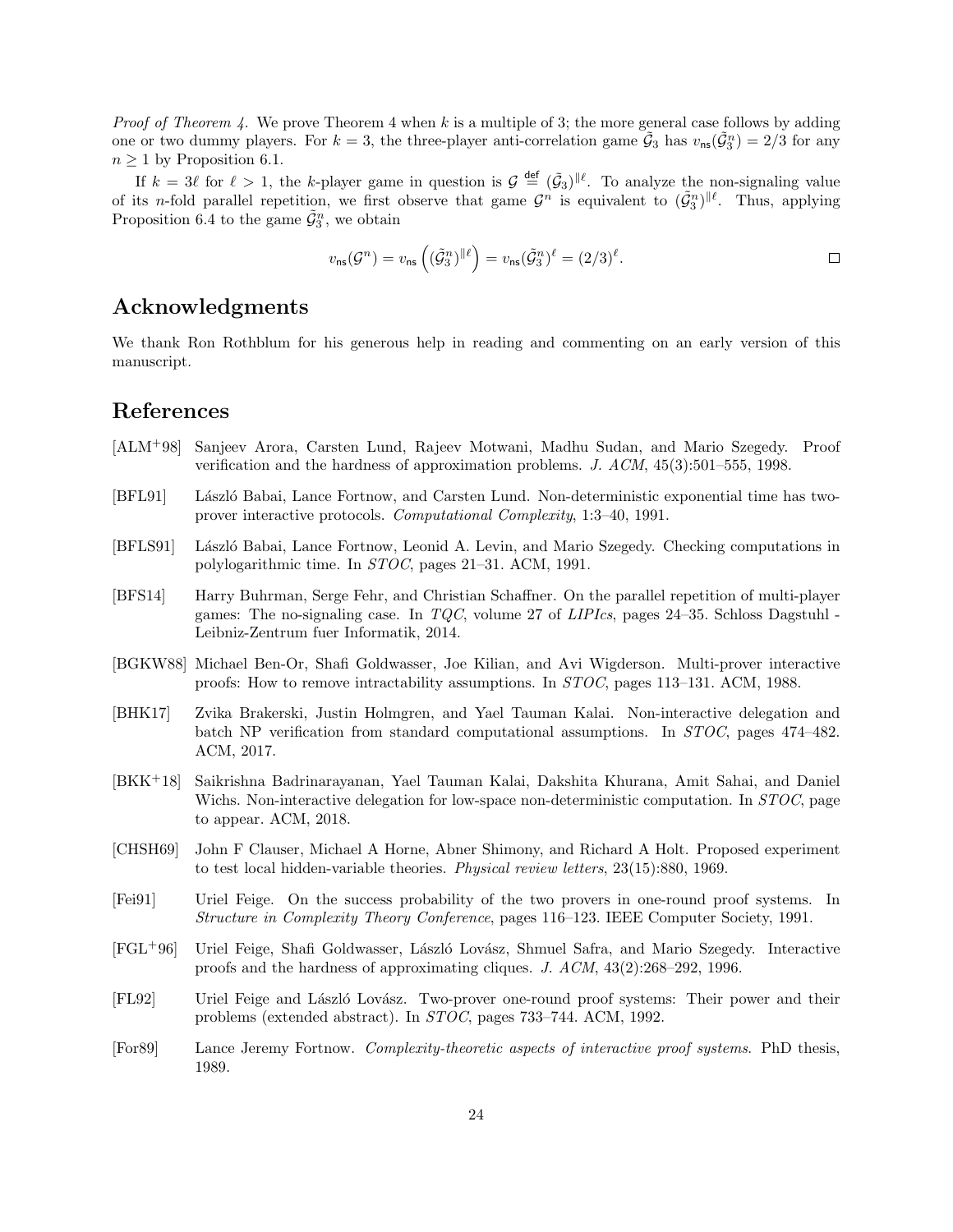*Proof of Theorem 4.* We prove Theorem 4 when $k$ is a multiple of 3; the more general case follows by adding one or two dummy players. For $k = 3$, the three-player anti-correlation game $\tilde{\mathcal{G}}_3$ has $v_{\mathsf{ns}}(\tilde{\mathcal{G}}_3^n) = 2/3$ for any $n \geq 1$ by Proposition 6.1.

If $k = 3\ell$ for $\ell > 1$, the $k$-player game in question is $\mathcal{G} \stackrel{\mathsf{def}}{=} (\tilde{\mathcal{G}}_3)^{\|\ell}$. To analyze the non-signaling value of its $n$-fold parallel repetition, we first observe that game $\mathcal{G}^n$ is equivalent to $(\tilde{\mathcal{G}}_3^n)^{\|\ell}$. Thus, applying Proposition 6.4 to the game $\tilde{\mathcal{G}}_3^n$, we obtain

$$v_{\mathsf{ns}}(\mathcal{G}^n) = v_{\mathsf{ns}}\left((\tilde{\mathcal{G}}_3^n)^{\|\ell}\right) = v_{\mathsf{ns}}(\tilde{\mathcal{G}}_3^n)^{\ell} = (2/3)^{\ell}.$$

□

## Acknowledgments

We thank Ron Rothblum for his generous help in reading and commenting on an early version of this manuscript.

## References

[ALM+98] Sanjeev Arora, Carsten Lund, Rajeev Motwani, Madhu Sudan, and Mario Szegedy. Proof verification and the hardness of approximation problems. *J. ACM*, 45(3):501–555, 1998.

[BFL91] László Babai, Lance Fortnow, and Carsten Lund. Non-deterministic exponential time has two-prover interactive protocols. *Computational Complexity*, 1:3–40, 1991.

[BFLS91] László Babai, Lance Fortnow, Leonid A. Levin, and Mario Szegedy. Checking computations in polylogarithmic time. In *STOC*, pages 21–31. ACM, 1991.

[BFS14] Harry Buhrman, Serge Fehr, and Christian Schaffner. On the parallel repetition of multi-player games: The no-signaling case. In *TQC*, volume 27 of *LIPIcs*, pages 24–35. Schloss Dagstuhl - Leibniz-Zentrum fuer Informatik, 2014.

[BGKW88] Michael Ben-Or, Shafi Goldwasser, Joe Kilian, and Avi Wigderson. Multi-prover interactive proofs: How to remove intractability assumptions. In *STOC*, pages 113–131. ACM, 1988.

[BHK17] Zvika Brakerski, Justin Holmgren, and Yael Tauman Kalai. Non-interactive delegation and batch NP verification from standard computational assumptions. In *STOC*, pages 474–482. ACM, 2017.

[BKK+18] Saikrishna Badrinarayanan, Yael Tauman Kalai, Dakshita Khurana, Amit Sahai, and Daniel Wichs. Non-interactive delegation for low-space non-deterministic computation. In *STOC*, page to appear. ACM, 2018.

[CHSH69] John F Clauser, Michael A Horne, Abner Shimony, and Richard A Holt. Proposed experiment to test local hidden-variable theories. *Physical review letters*, 23(15):880, 1969.

[Fei91] Uriel Feige. On the success probability of the two provers in one-round proof systems. In *Structure in Complexity Theory Conference*, pages 116–123. IEEE Computer Society, 1991.

[FGL+96] Uriel Feige, Shafi Goldwasser, László Lovász, Shmuel Safra, and Mario Szegedy. Interactive proofs and the hardness of approximating cliques. *J. ACM*, 43(2):268–292, 1996.

[FL92] Uriel Feige and László Lovász. Two-prover one-round proof systems: Their power and their problems (extended abstract). In *STOC*, pages 733–744. ACM, 1992.

[For89] Lance Jeremy Fortnow. *Complexity-theoretic aspects of interactive proof systems*. PhD thesis, 1989.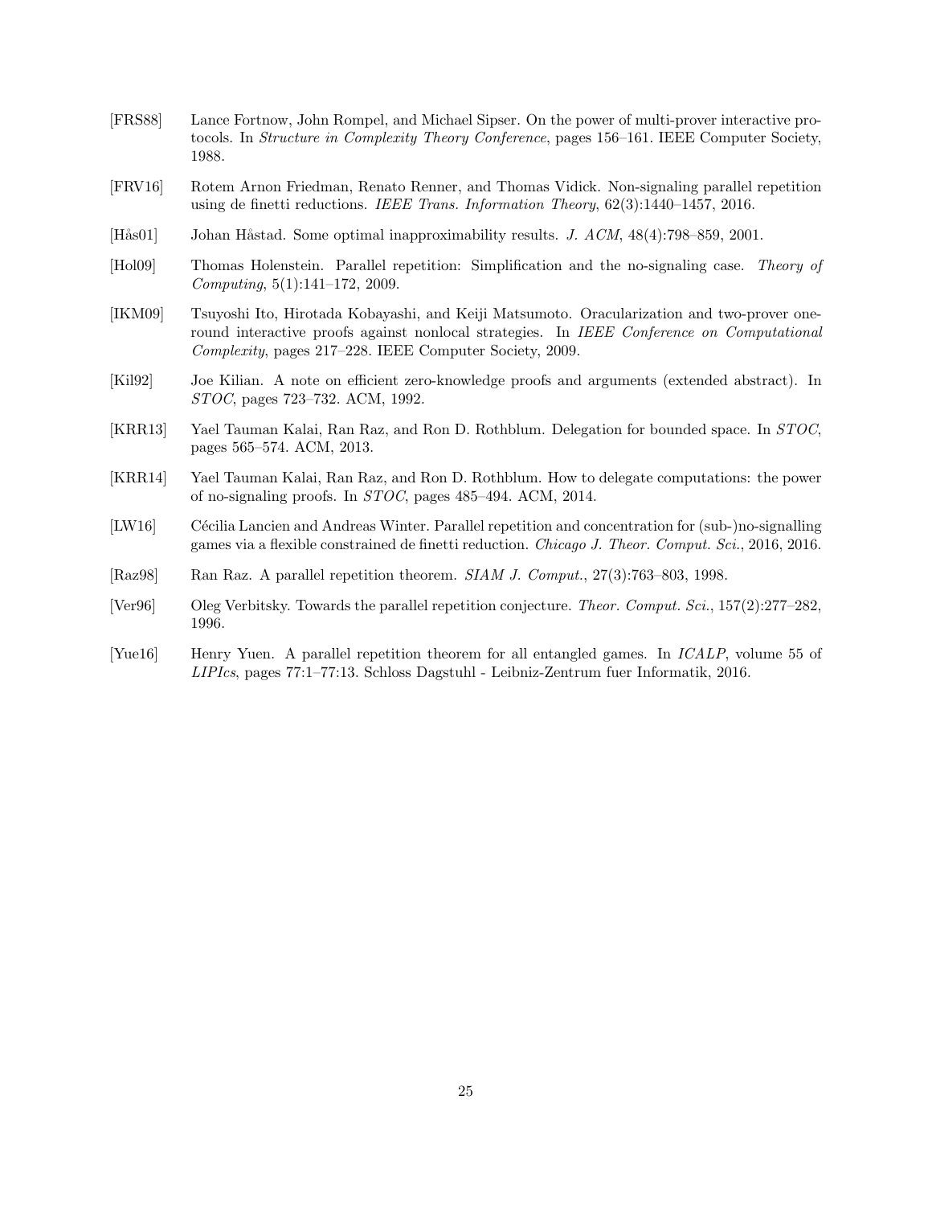[FRS88] Lance Fortnow, John Rompel, and Michael Sipser. On the power of multi-prover interactive protocols. In *Structure in Complexity Theory Conference*, pages 156–161. IEEE Computer Society, 1988.

[FRV16] Rotem Arnon Friedman, Renato Renner, and Thomas Vidick. Non-signaling parallel repetition using de finetti reductions. *IEEE Trans. Information Theory*, 62(3):1440–1457, 2016.

[Hås01] Johan Håstad. Some optimal inapproximability results. *J. ACM*, 48(4):798–859, 2001.

[Hol09] Thomas Holenstein. Parallel repetition: Simplification and the no-signaling case. *Theory of Computing*, 5(1):141–172, 2009.

[IKM09] Tsuyoshi Ito, Hirotada Kobayashi, and Keiji Matsumoto. Oracularization and two-prover one-round interactive proofs against nonlocal strategies. In *IEEE Conference on Computational Complexity*, pages 217–228. IEEE Computer Society, 2009.

[Kil92] Joe Kilian. A note on efficient zero-knowledge proofs and arguments (extended abstract). In *STOC*, pages 723–732. ACM, 1992.

[KRR13] Yael Tauman Kalai, Ran Raz, and Ron D. Rothblum. Delegation for bounded space. In *STOC*, pages 565–574. ACM, 2013.

[KRR14] Yael Tauman Kalai, Ran Raz, and Ron D. Rothblum. How to delegate computations: the power of no-signaling proofs. In *STOC*, pages 485–494. ACM, 2014.

[LW16] Cécilia Lancien and Andreas Winter. Parallel repetition and concentration for (sub-)no-signalling games via a flexible constrained de finetti reduction. *Chicago J. Theor. Comput. Sci.*, 2016, 2016.

[Raz98] Ran Raz. A parallel repetition theorem. *SIAM J. Comput.*, 27(3):763–803, 1998.

[Ver96] Oleg Verbitsky. Towards the parallel repetition conjecture. *Theor. Comput. Sci.*, 157(2):277–282, 1996.

[Yue16] Henry Yuen. A parallel repetition theorem for all entangled games. In *ICALP*, volume 55 of *LIPIcs*, pages 77:1–77:13. Schloss Dagstuhl - Leibniz-Zentrum fuer Informatik, 2016.